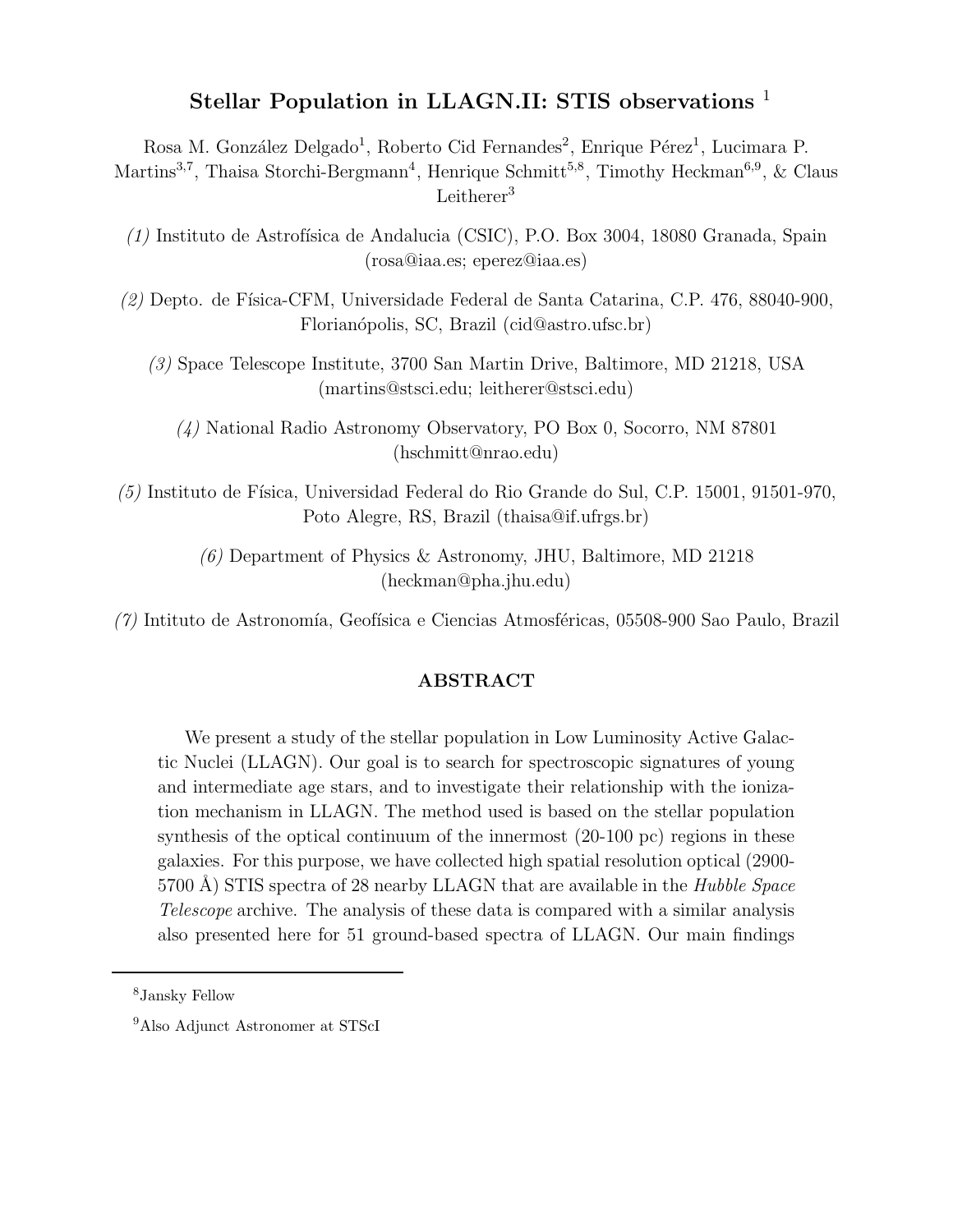# Stellar Population in LLAGN.II: STIS observations [1]

Rosa M. González Delgado[1], Roberto Cid Fernandes[2], Enrique Pérez[1], Lucimara P. Martins[3,7], Thaisa Storchi-Bergmann[4], Henrique Schmitt[5,8], Timothy Heckman[6,9], & Claus Leitherer[3]

*(1)* Instituto de Astrofísica de Andalucia (CSIC), P.O. Box 3004, 18080 Granada, Spain (rosa@iaa.es; eperez@iaa.es)

*(2)* Depto. de Física-CFM, Universidade Federal de Santa Catarina, C.P. 476, 88040-900, Florianópolis, SC, Brazil (cid@astro.ufsc.br)

*(3)* Space Telescope Institute, 3700 San Martin Drive, Baltimore, MD 21218, USA (martins@stsci.edu; leitherer@stsci.edu)

*(4)* National Radio Astronomy Observatory, PO Box 0, Socorro, NM 87801 (hschmitt@nrao.edu)

*(5)* Instituto de Física, Universidad Federal do Rio Grande do Sul, C.P. 15001, 91501-970, Poto Alegre, RS, Brazil (thaisa@if.ufrgs.br)

*(6)* Department of Physics & Astronomy, JHU, Baltimore, MD 21218 (heckman@pha.jhu.edu)

*(7)* Intituto de Astronomía, Geofísica e Ciencias Atmosféricas, 05508-900 Sao Paulo, Brazil

## ABSTRACT

We present a study of the stellar population in Low Luminosity Active Galactic Nuclei (LLAGN). Our goal is to search for spectroscopic signatures of young and intermediate age stars, and to investigate their relationship with the ionization mechanism in LLAGN. The method used is based on the stellar population synthesis of the optical continuum of the innermost (20-100 pc) regions in these galaxies. For this purpose, we have collected high spatial resolution optical (2900-5700 Å) STIS spectra of 28 nearby LLAGN that are available in the *Hubble Space Telescope* archive. The analysis of these data is compared with a similar analysis also presented here for 51 ground-based spectra of LLAGN. Our main findings

---

[8] Jansky Fellow

[9] Also Adjunct Astronomer at STScI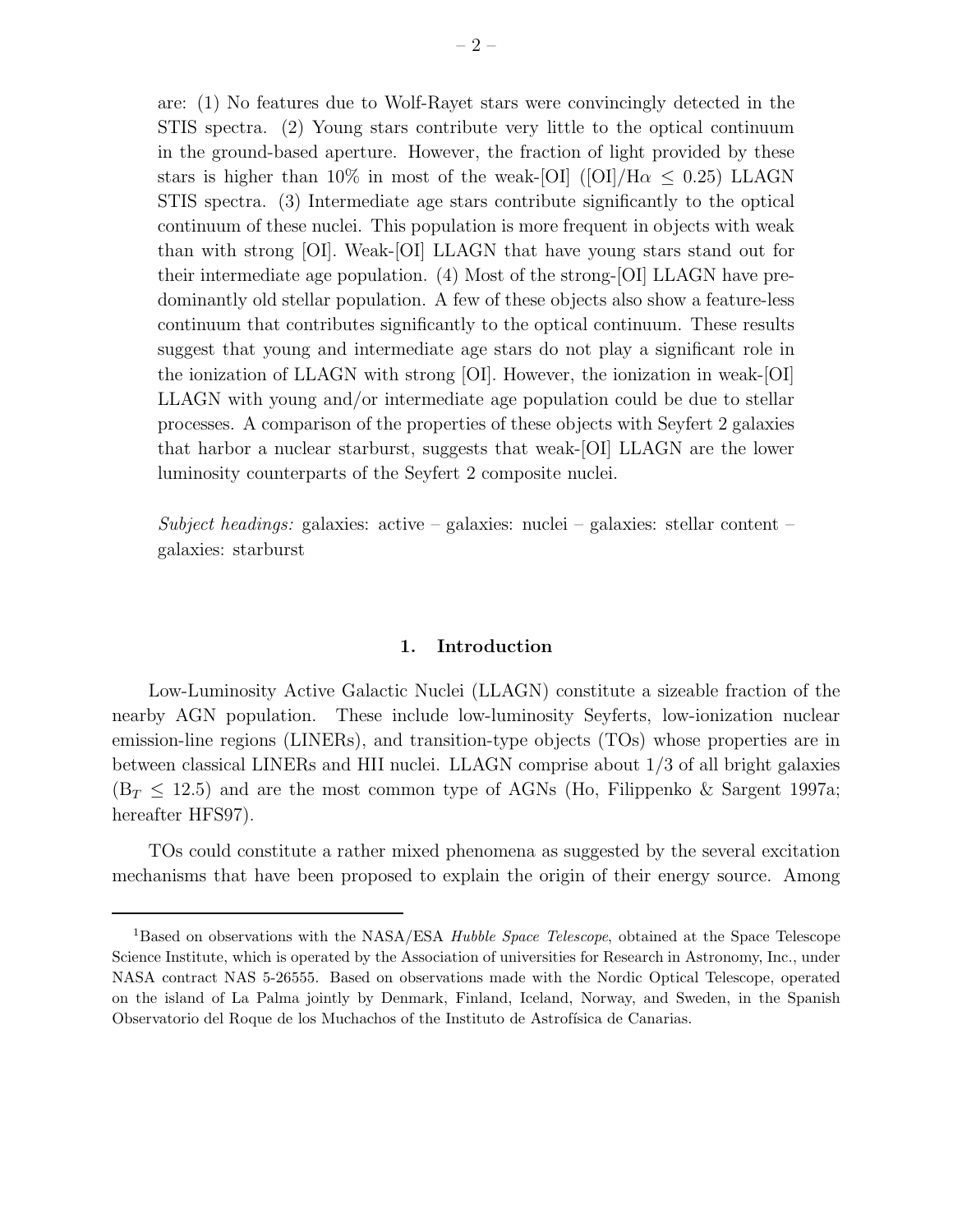are: (1) No features due to Wolf-Rayet stars were convincingly detected in the STIS spectra. (2) Young stars contribute very little to the optical continuum in the ground-based aperture. However, the fraction of light provided by these stars is higher than 10% in most of the weak-[OI] ([OI]/H$\alpha$ $\leq$ 0.25) LLAGN STIS spectra. (3) Intermediate age stars contribute significantly to the optical continuum of these nuclei. This population is more frequent in objects with weak than with strong [OI]. Weak-[OI] LLAGN that have young stars stand out for their intermediate age population. (4) Most of the strong-[OI] LLAGN have predominantly old stellar population. A few of these objects also show a feature-less continuum that contributes significantly to the optical continuum. These results suggest that young and intermediate age stars do not play a significant role in the ionization of LLAGN with strong [OI]. However, the ionization in weak-[OI] LLAGN with young and/or intermediate age population could be due to stellar processes. A comparison of the properties of these objects with Seyfert 2 galaxies that harbor a nuclear starburst, suggests that weak-[OI] LLAGN are the lower luminosity counterparts of the Seyfert 2 composite nuclei.

*Subject headings:* galaxies: active – galaxies: nuclei – galaxies: stellar content – galaxies: starburst

## 1. Introduction

Low-Luminosity Active Galactic Nuclei (LLAGN) constitute a sizeable fraction of the nearby AGN population. These include low-luminosity Seyferts, low-ionization nuclear emission-line regions (LINERs), and transition-type objects (TOs) whose properties are in between classical LINERs and HII nuclei. LLAGN comprise about 1/3 of all bright galaxies ($B_T \leq 12.5$) and are the most common type of AGNs (Ho, Filippenko & Sargent 1997a; hereafter HFS97).

TOs could constitute a rather mixed phenomena as suggested by the several excitation mechanisms that have been proposed to explain the origin of their energy source. Among

[1] Based on observations with the NASA/ESA *Hubble Space Telescope*, obtained at the Space Telescope Science Institute, which is operated by the Association of universities for Research in Astronomy, Inc., under NASA contract NAS 5-26555. Based on observations made with the Nordic Optical Telescope, operated on the island of La Palma jointly by Denmark, Finland, Iceland, Norway, and Sweden, in the Spanish Observatorio del Roque de los Muchachos of the Instituto de Astrofísica de Canarias.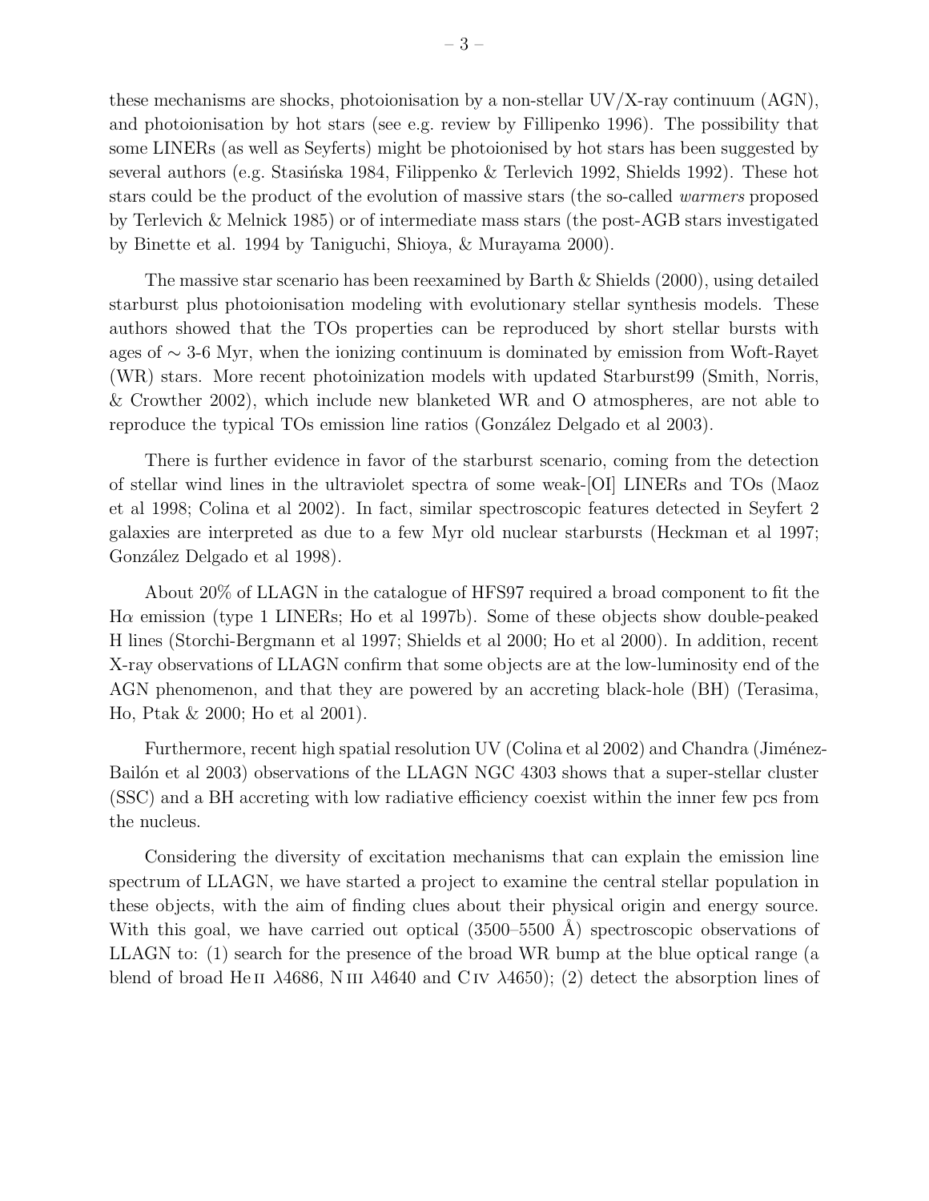these mechanisms are shocks, photoionisation by a non-stellar UV/X-ray continuum (AGN), and photoionisation by hot stars (see e.g. review by Fillipenko 1996). The possibility that some LINERs (as well as Seyferts) might be photoionised by hot stars has been suggested by several authors (e.g. Stasińska 1984, Filippenko & Terlevich 1992, Shields 1992). These hot stars could be the product of the evolution of massive stars (the so-called *warmers* proposed by Terlevich & Melnick 1985) or of intermediate mass stars (the post-AGB stars investigated by Binette et al. 1994 by Taniguchi, Shioya, & Murayama 2000).

The massive star scenario has been reexamined by Barth & Shields (2000), using detailed starburst plus photoionisation modeling with evolutionary stellar synthesis models. These authors showed that the TOs properties can be reproduced by short stellar bursts with ages of ∼ 3-6 Myr, when the ionizing continuum is dominated by emission from Woft-Rayet (WR) stars. More recent photoinization models with updated Starburst99 (Smith, Norris, & Crowther 2002), which include new blanketed WR and O atmospheres, are not able to reproduce the typical TOs emission line ratios (González Delgado et al 2003).

There is further evidence in favor of the starburst scenario, coming from the detection of stellar wind lines in the ultraviolet spectra of some weak-[OI] LINERs and TOs (Maoz et al 1998; Colina et al 2002). In fact, similar spectroscopic features detected in Seyfert 2 galaxies are interpreted as due to a few Myr old nuclear starbursts (Heckman et al 1997; González Delgado et al 1998).

About 20% of LLAGN in the catalogue of HFS97 required a broad component to fit the Hα emission (type 1 LINERs; Ho et al 1997b). Some of these objects show double-peaked H lines (Storchi-Bergmann et al 1997; Shields et al 2000; Ho et al 2000). In addition, recent X-ray observations of LLAGN confirm that some objects are at the low-luminosity end of the AGN phenomenon, and that they are powered by an accreting black-hole (BH) (Terasima, Ho, Ptak & 2000; Ho et al 2001).

Furthermore, recent high spatial resolution UV (Colina et al 2002) and Chandra (Jiménez-Bailón et al 2003) observations of the LLAGN NGC 4303 shows that a super-stellar cluster (SSC) and a BH accreting with low radiative efficiency coexist within the inner few pcs from the nucleus.

Considering the diversity of excitation mechanisms that can explain the emission line spectrum of LLAGN, we have started a project to examine the central stellar population in these objects, with the aim of finding clues about their physical origin and energy source. With this goal, we have carried out optical (3500–5500 Å) spectroscopic observations of LLAGN to: (1) search for the presence of the broad WR bump at the blue optical range (a blend of broad He II λ4686, N III λ4640 and C IV λ4650); (2) detect the absorption lines of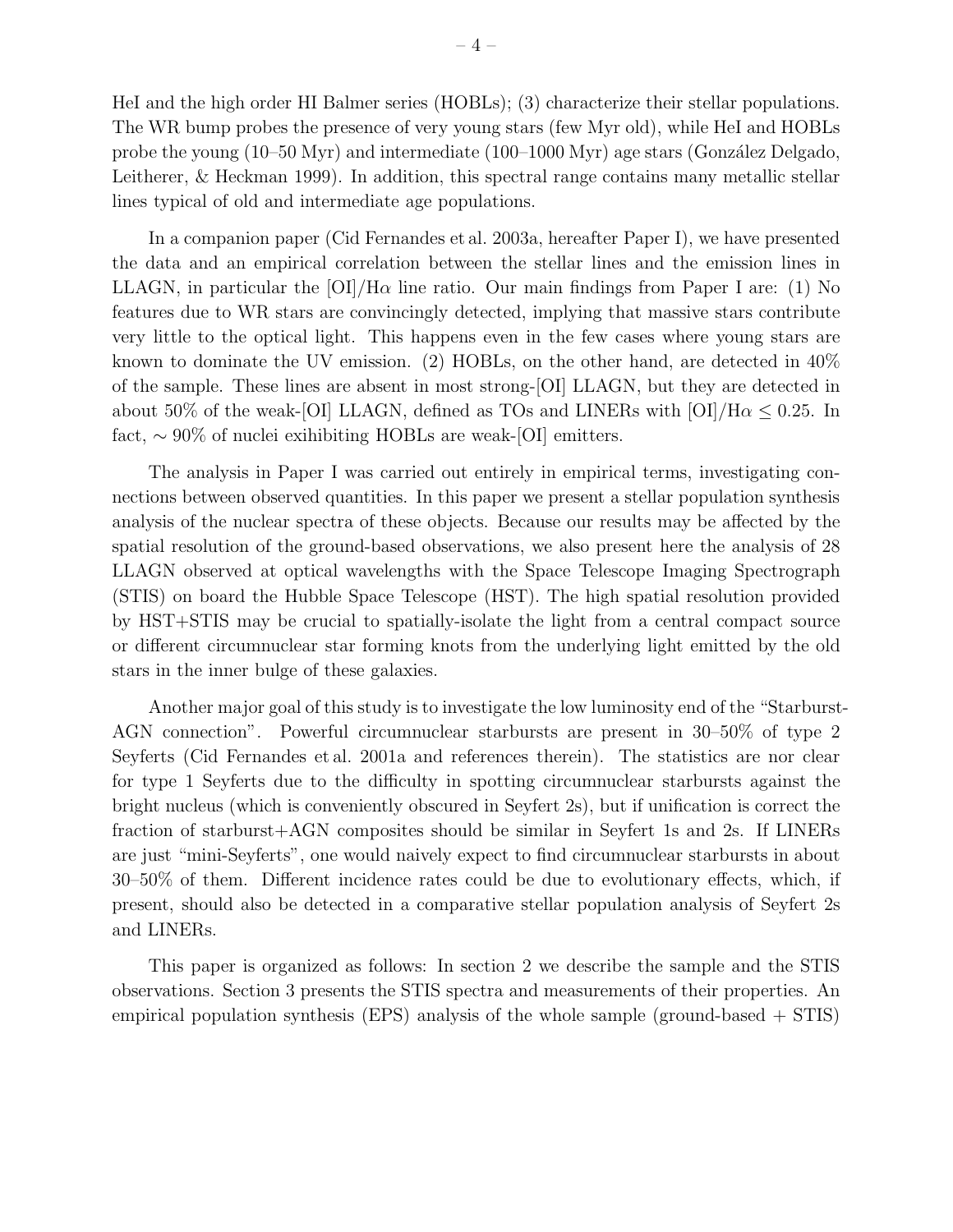HeI and the high order HI Balmer series (HOBLs); (3) characterize their stellar populations. The WR bump probes the presence of very young stars (few Myr old), while HeI and HOBLs probe the young (10–50 Myr) and intermediate (100–1000 Myr) age stars (González Delgado, Leitherer, & Heckman 1999). In addition, this spectral range contains many metallic stellar lines typical of old and intermediate age populations.

In a companion paper (Cid Fernandes et al. 2003a, hereafter Paper I), we have presented the data and an empirical correlation between the stellar lines and the emission lines in LLAGN, in particular the [OI]/H$\alpha$ line ratio. Our main findings from Paper I are: (1) No features due to WR stars are convincingly detected, implying that massive stars contribute very little to the optical light. This happens even in the few cases where young stars are known to dominate the UV emission. (2) HOBLs, on the other hand, are detected in 40% of the sample. These lines are absent in most strong-[OI] LLAGN, but they are detected in about 50% of the weak-[OI] LLAGN, defined as TOs and LINERs with [OI]/H$\alpha \leq 0.25$. In fact, $\sim 90\%$ of nuclei exihibiting HOBLs are weak-[OI] emitters.

The analysis in Paper I was carried out entirely in empirical terms, investigating connections between observed quantities. In this paper we present a stellar population synthesis analysis of the nuclear spectra of these objects. Because our results may be affected by the spatial resolution of the ground-based observations, we also present here the analysis of 28 LLAGN observed at optical wavelengths with the Space Telescope Imaging Spectrograph (STIS) on board the Hubble Space Telescope (HST). The high spatial resolution provided by HST+STIS may be crucial to spatially-isolate the light from a central compact source or different circumnuclear star forming knots from the underlying light emitted by the old stars in the inner bulge of these galaxies.

Another major goal of this study is to investigate the low luminosity end of the "Starburst-AGN connection". Powerful circumnuclear starbursts are present in 30–50% of type 2 Seyferts (Cid Fernandes et al. 2001a and references therein). The statistics are nor clear for type 1 Seyferts due to the difficulty in spotting circumnuclear starbursts against the bright nucleus (which is conveniently obscured in Seyfert 2s), but if unification is correct the fraction of starburst+AGN composites should be similar in Seyfert 1s and 2s. If LINERs are just "mini-Seyferts", one would naively expect to find circumnuclear starbursts in about 30–50% of them. Different incidence rates could be due to evolutionary effects, which, if present, should also be detected in a comparative stellar population analysis of Seyfert 2s and LINERs.

This paper is organized as follows: In section 2 we describe the sample and the STIS observations. Section 3 presents the STIS spectra and measurements of their properties. An empirical population synthesis (EPS) analysis of the whole sample (ground-based + STIS)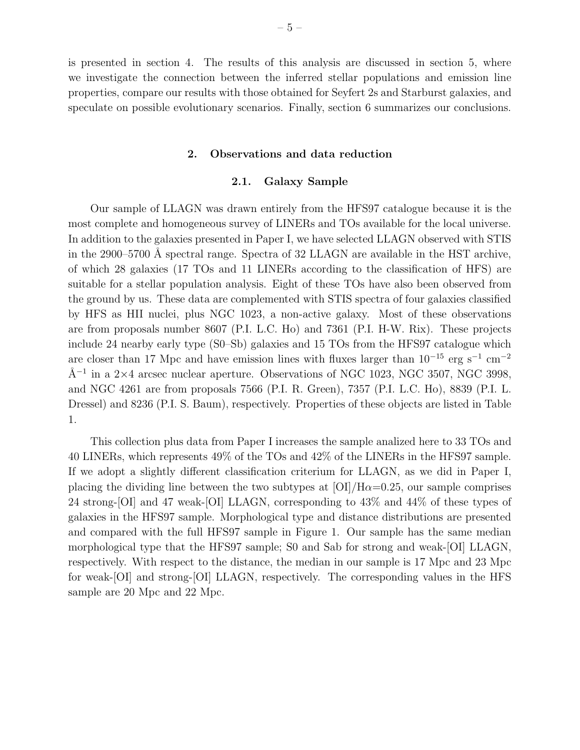is presented in section 4. The results of this analysis are discussed in section 5, where we investigate the connection between the inferred stellar populations and emission line properties, compare our results with those obtained for Seyfert 2s and Starburst galaxies, and speculate on possible evolutionary scenarios. Finally, section 6 summarizes our conclusions.

## 2. Observations and data reduction

### 2.1. Galaxy Sample

Our sample of LLAGN was drawn entirely from the HFS97 catalogue because it is the most complete and homogeneous survey of LINERs and TOs available for the local universe. In addition to the galaxies presented in Paper I, we have selected LLAGN observed with STIS in the 2900–5700 Å spectral range. Spectra of 32 LLAGN are available in the HST archive, of which 28 galaxies (17 TOs and 11 LINERs according to the classification of HFS) are suitable for a stellar population analysis. Eight of these TOs have also been observed from the ground by us. These data are complemented with STIS spectra of four galaxies classified by HFS as HII nuclei, plus NGC 1023, a non-active galaxy. Most of these observations are from proposals number 8607 (P.I. L.C. Ho) and 7361 (P.I. H-W. Rix). These projects include 24 nearby early type (S0–Sb) galaxies and 15 TOs from the HFS97 catalogue which are closer than 17 Mpc and have emission lines with fluxes larger than $10^{-15}$ erg s$^{-1}$ cm$^{-2}$ Å$^{-1}$ in a 2×4 arcsec nuclear aperture. Observations of NGC 1023, NGC 3507, NGC 3998, and NGC 4261 are from proposals 7566 (P.I. R. Green), 7357 (P.I. L.C. Ho), 8839 (P.I. L. Dressel) and 8236 (P.I. S. Baum), respectively. Properties of these objects are listed in Table 1.

This collection plus data from Paper I increases the sample analized here to 33 TOs and 40 LINERs, which represents 49% of the TOs and 42% of the LINERs in the HFS97 sample. If we adopt a slightly different classification criterium for LLAGN, as we did in Paper I, placing the dividing line between the two subtypes at [OI]/H$\alpha$=0.25, our sample comprises 24 strong-[OI] and 47 weak-[OI] LLAGN, corresponding to 43% and 44% of these types of galaxies in the HFS97 sample. Morphological type and distance distributions are presented and compared with the full HFS97 sample in Figure 1. Our sample has the same median morphological type that the HFS97 sample; S0 and Sab for strong and weak-[OI] LLAGN, respectively. With respect to the distance, the median in our sample is 17 Mpc and 23 Mpc for weak-[OI] and strong-[OI] LLAGN, respectively. The corresponding values in the HFS sample are 20 Mpc and 22 Mpc.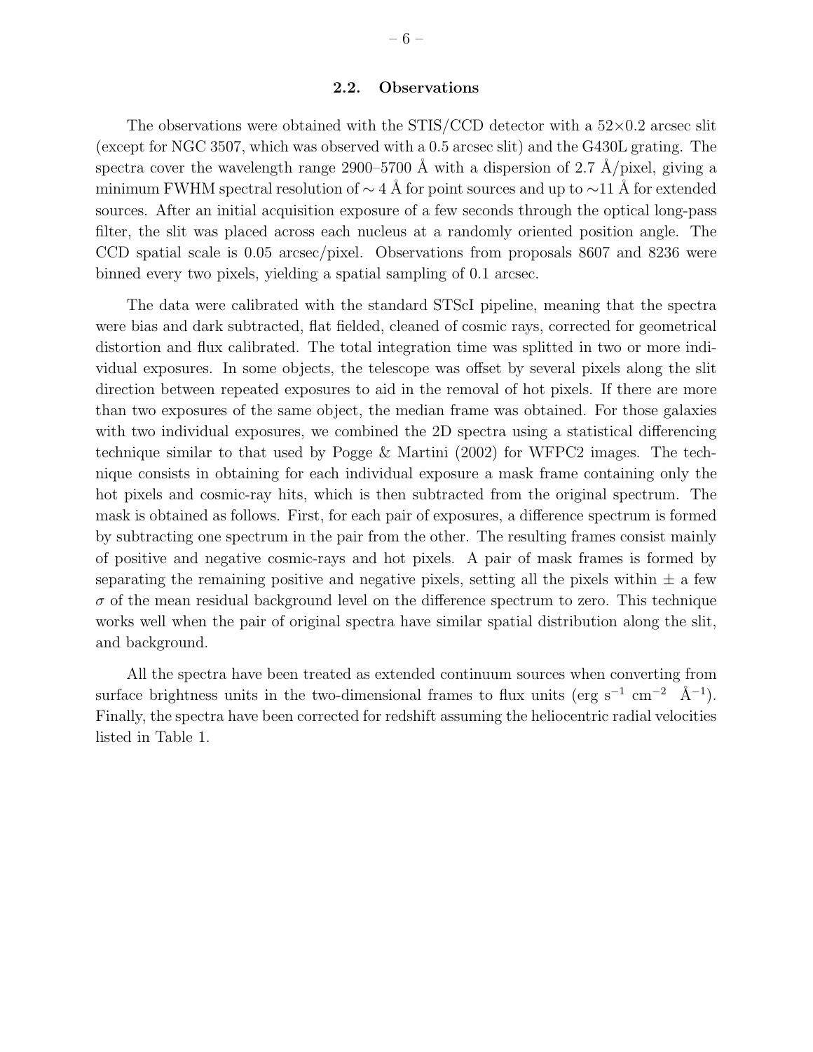### 2.2. Observations

The observations were obtained with the STIS/CCD detector with a $52\times0.2$ arcsec slit (except for NGC 3507, which was observed with a 0.5 arcsec slit) and the G430L grating. The spectra cover the wavelength range 2900–5700 Å with a dispersion of 2.7 Å/pixel, giving a minimum FWHM spectral resolution of $\sim 4$ Å for point sources and up to $\sim$11 Å for extended sources. After an initial acquisition exposure of a few seconds through the optical long-pass filter, the slit was placed across each nucleus at a randomly oriented position angle. The CCD spatial scale is 0.05 arcsec/pixel. Observations from proposals 8607 and 8236 were binned every two pixels, yielding a spatial sampling of 0.1 arcsec.

The data were calibrated with the standard STScI pipeline, meaning that the spectra were bias and dark subtracted, flat fielded, cleaned of cosmic rays, corrected for geometrical distortion and flux calibrated. The total integration time was splitted in two or more individual exposures. In some objects, the telescope was offset by several pixels along the slit direction between repeated exposures to aid in the removal of hot pixels. If there are more than two exposures of the same object, the median frame was obtained. For those galaxies with two individual exposures, we combined the 2D spectra using a statistical differencing technique similar to that used by Pogge & Martini (2002) for WFPC2 images. The technique consists in obtaining for each individual exposure a mask frame containing only the hot pixels and cosmic-ray hits, which is then subtracted from the original spectrum. The mask is obtained as follows. First, for each pair of exposures, a difference spectrum is formed by subtracting one spectrum in the pair from the other. The resulting frames consist mainly of positive and negative cosmic-rays and hot pixels. A pair of mask frames is formed by separating the remaining positive and negative pixels, setting all the pixels within $\pm$ a few $\sigma$ of the mean residual background level on the difference spectrum to zero. This technique works well when the pair of original spectra have similar spatial distribution along the slit, and background.

All the spectra have been treated as extended continuum sources when converting from surface brightness units in the two-dimensional frames to flux units (erg $s^{-1}$ $cm^{-2}$ $Å^{-1}$). Finally, the spectra have been corrected for redshift assuming the heliocentric radial velocities listed in Table 1.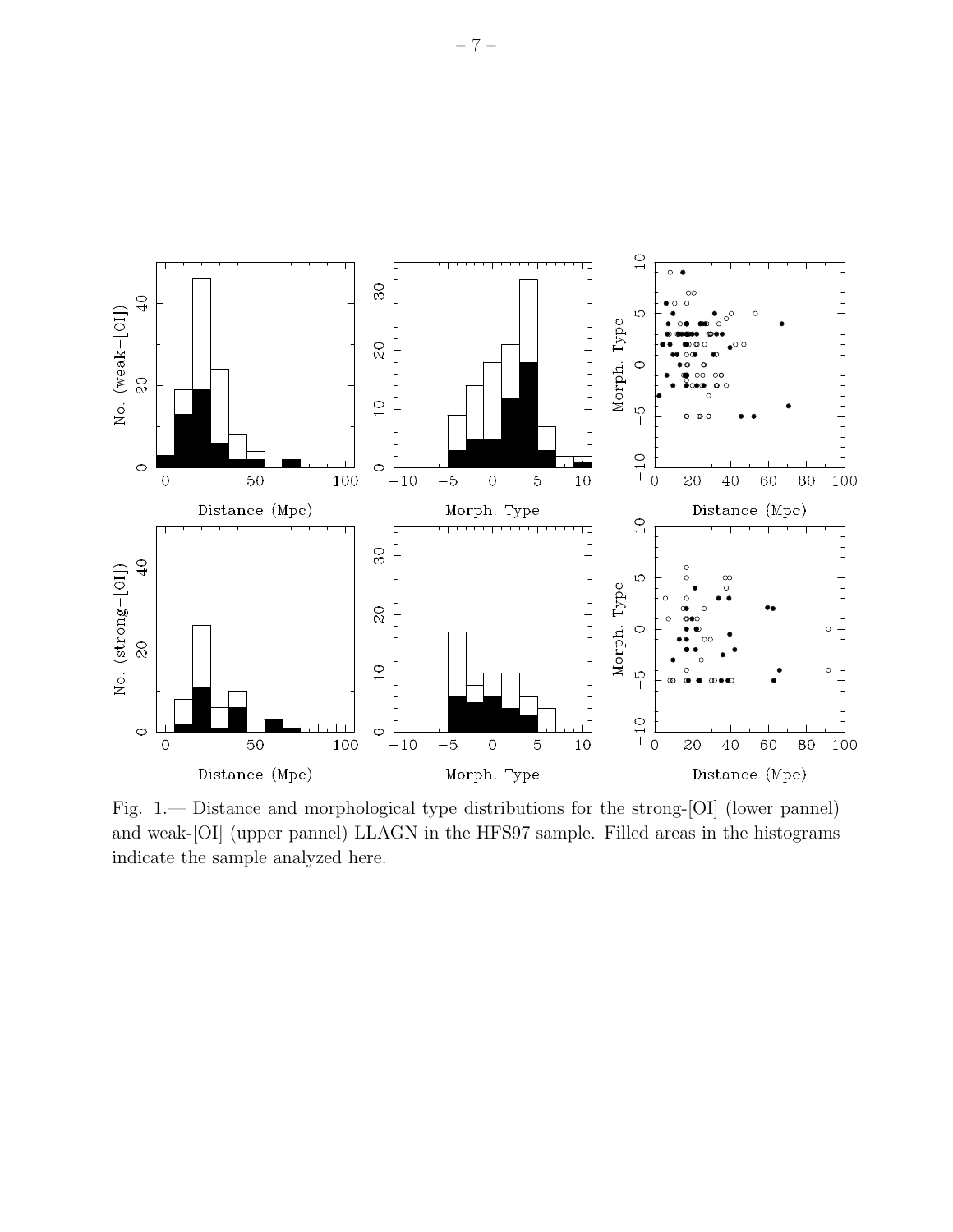Fig. 1.— Distance and morphological type distributions for the strong-[OI] (lower pannel) and weak-[OI] (upper pannel) LLAGN in the HFS97 sample. Filled areas in the histograms indicate the sample analyzed here.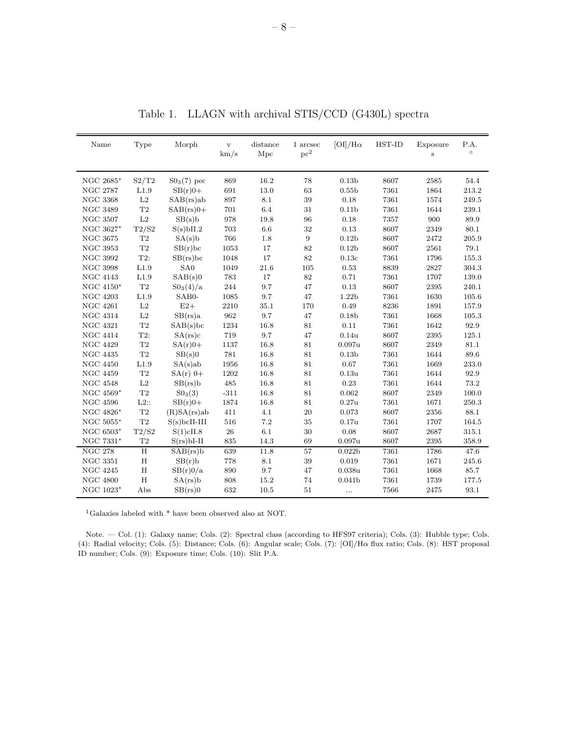Table 1. LLAGN with archival STIS/CCD (G430L) spectra

| Name | Type | Morph | v km/s | distance Mpc | 1 arcsec $pc^2$ | [OI]/H$\alpha$ | HST-ID | Exposure s | P.A. $^\circ$ |
|---|---|---|---|---|---|---|---|---|---|
| NGC 2685* | S2/T2 | $S0_3(7)$ pec | 869 | 16.2 | 78 | 0.13b | 8607 | 2585 | 54.4 |
| NGC 2787 | L1.9 | SB(r)0+ | 691 | 13.0 | 63 | 0.55b | 7361 | 1864 | 213.2 |
| NGC 3368 | L2 | SAB(rs)ab | 897 | 8.1 | 39 | 0.18 | 7361 | 1574 | 249.5 |
| NGC 3489 | T2 | SAB(rs)0+ | 701 | 6.4 | 31 | 0.11b | 7361 | 1644 | 239.1 |
| NGC 3507 | L2 | SB(s)b | 978 | 19.8 | 96 | 0.18 | 7357 | 900 | 89.9 |
| NGC 3627* | T2/S2 | S(s)bII.2 | 703 | 6.6 | 32 | 0.13 | 8607 | 2349 | 80.1 |
| NGC 3675 | T2 | SA(s)b | 766 | 1.8 | 9 | 0.12b | 8607 | 2472 | 205.9 |
| NGC 3953 | T2 | SB(r)bc | 1053 | 17 | 82 | 0.12b | 8607 | 2561 | 79.1 |
| NGC 3992 | T2: | SB(rs)bc | 1048 | 17 | 82 | 0.13c | 7361 | 1796 | 155.3 |
| NGC 3998 | L1.9 | SA0 | 1049 | 21.6 | 105 | 0.53 | 8839 | 2827 | 304.3 |
| NGC 4143 | L1.9 | SAB(s)0 | 783 | 17 | 82 | 0.71 | 7361 | 1707 | 139.0 |
| NGC 4150* | T2 | $S0_3(4)$/a | 244 | 9.7 | 47 | 0.13 | 8607 | 2395 | 240.1 |
| NGC 4203 | L1.9 | SAB0- | 1085 | 9.7 | 47 | 1.22b | 7361 | 1630 | 105.6 |
| NGC 4261 | L2 | E2+ | 2210 | 35.1 | 170 | 0.49 | 8236 | 1891 | 157.9 |
| NGC 4314 | L2 | SB(rs)a | 962 | 9.7 | 47 | 0.18b | 7361 | 1668 | 105.3 |
| NGC 4321 | T2 | SAB(s)bc | 1234 | 16.8 | 81 | 0.11 | 7361 | 1642 | 92.9 |
| NGC 4414 | T2: | SA(rs)c | 719 | 9.7 | 47 | 0.14u | 8607 | 2395 | 125.1 |
| NGC 4429 | T2 | SA(r)0+ | 1137 | 16.8 | 81 | 0.097u | 8607 | 2349 | 81.1 |
| NGC 4435 | T2 | SB(s)0 | 781 | 16.8 | 81 | 0.13b | 7361 | 1644 | 89.6 |
| NGC 4450 | L1.9 | SA(s)ab | 1956 | 16.8 | 81 | 0.67 | 7361 | 1669 | 233.0 |
| NGC 4459 | T2 | SA(r) 0+ | 1202 | 16.8 | 81 | 0.13u | 7361 | 1644 | 92.9 |
| NGC 4548 | L2 | SB(rs)b | 485 | 16.8 | 81 | 0.23 | 7361 | 1644 | 73.2 |
| NGC 4569* | T2 | $S0_3(3)$ | -311 | 16.8 | 81 | 0.062 | 8607 | 2349 | 100.0 |
| NGC 4596 | L2:: | SB(r)0+ | 1874 | 16.8 | 81 | 0.27u | 7361 | 1671 | 250.3 |
| NGC 4826* | T2 | (R)SA(rs)ab | 411 | 4.1 | 20 | 0.073 | 8607 | 2356 | 88.1 |
| NGC 5055* | T2 | S(s)bcII-III | 516 | 7.2 | 35 | 0.17u | 7361 | 1707 | 164.5 |
| NGC 6503* | T2/S2 | S(1)cII.8 | 26 | 6.1 | 30 | 0.08 | 8607 | 2687 | 315.1 |
| NGC 7331* | T2 | S(rs)bI-II | 835 | 14.3 | 69 | 0.097u | 8607 | 2395 | 358.9 |
| NGC 278 | H | SAB(rs)b | 639 | 11.8 | 57 | 0.022b | 7361 | 1786 | 47.6 |
| NGC 3351 | H | SB(r)b | 778 | 8.1 | 39 | 0.019 | 7361 | 1671 | 245.6 |
| NGC 4245 | H | SB(r)0/a | 890 | 9.7 | 47 | 0.038u | 7361 | 1668 | 85.7 |
| NGC 4800 | H | SA(rs)b | 808 | 15.2 | 74 | 0.041b | 7361 | 1739 | 177.5 |
| NGC 1023* | Abs | SB(rs)0 | 632 | 10.5 | 51 | ... | 7566 | 2475 | 93.1 |

[1]Galaxies labeled with * have been observed also at NOT.

Note. — Col. (1): Galaxy name; Cols. (2): Spectral class (according to HFS97 criteria); Cols. (3): Hubble type; Cols. (4): Radial velocity; Cols. (5): Distance; Cols. (6): Angular scale; Cols. (7): [OI]/H$\alpha$ flux ratio; Cols. (8): HST proposal ID number; Cols. (9): Exposure time; Cols. (10): Slit P.A.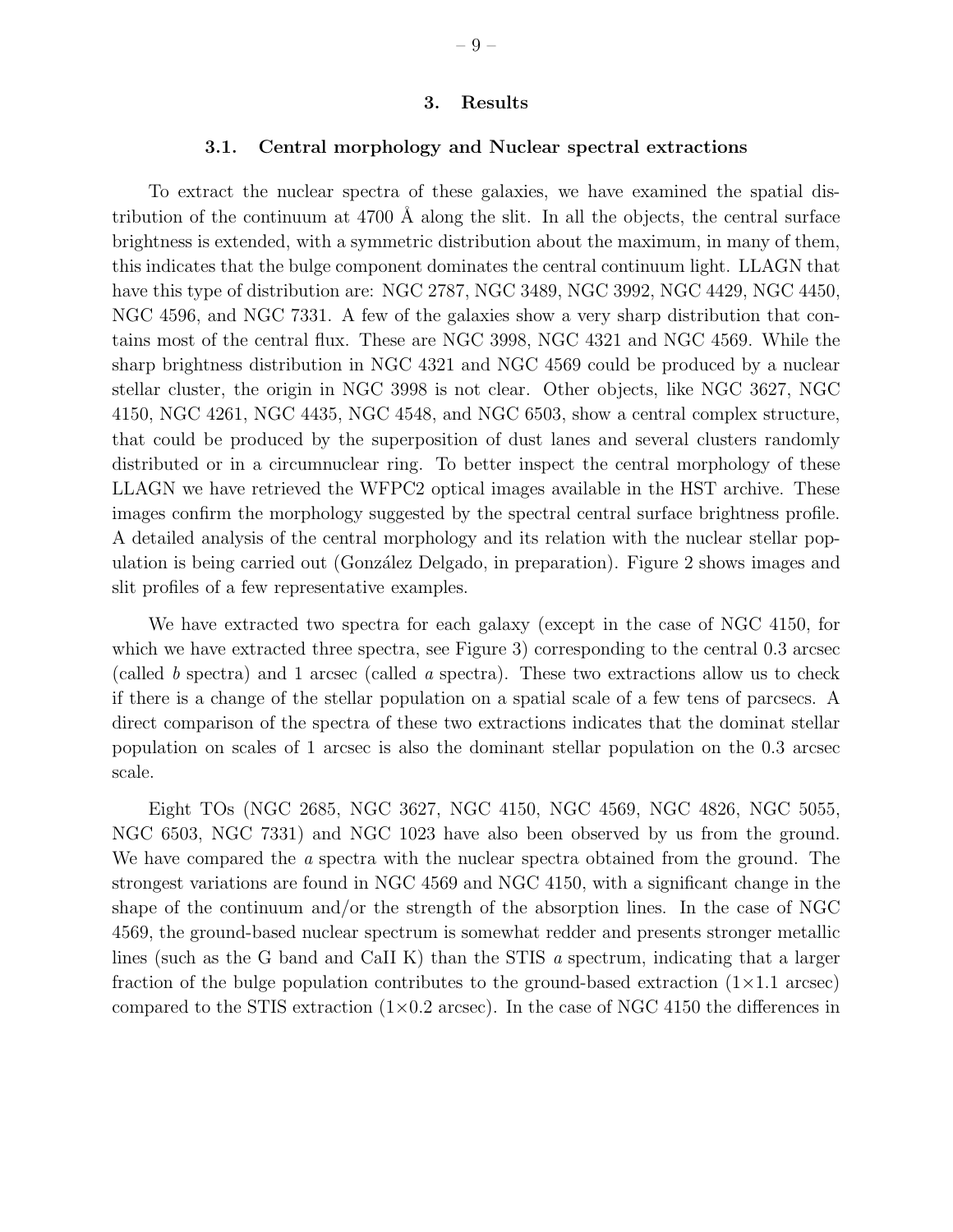## 3. Results

### 3.1. Central morphology and Nuclear spectral extractions

To extract the nuclear spectra of these galaxies, we have examined the spatial distribution of the continuum at 4700 Å along the slit. In all the objects, the central surface brightness is extended, with a symmetric distribution about the maximum, in many of them, this indicates that the bulge component dominates the central continuum light. LLAGN that have this type of distribution are: NGC 2787, NGC 3489, NGC 3992, NGC 4429, NGC 4450, NGC 4596, and NGC 7331. A few of the galaxies show a very sharp distribution that contains most of the central flux. These are NGC 3998, NGC 4321 and NGC 4569. While the sharp brightness distribution in NGC 4321 and NGC 4569 could be produced by a nuclear stellar cluster, the origin in NGC 3998 is not clear. Other objects, like NGC 3627, NGC 4150, NGC 4261, NGC 4435, NGC 4548, and NGC 6503, show a central complex structure, that could be produced by the superposition of dust lanes and several clusters randomly distributed or in a circumnuclear ring. To better inspect the central morphology of these LLAGN we have retrieved the WFPC2 optical images available in the HST archive. These images confirm the morphology suggested by the spectral central surface brightness profile. A detailed analysis of the central morphology and its relation with the nuclear stellar population is being carried out (González Delgado, in preparation). Figure 2 shows images and slit profiles of a few representative examples.

We have extracted two spectra for each galaxy (except in the case of NGC 4150, for which we have extracted three spectra, see Figure 3) corresponding to the central 0.3 arcsec (called *b* spectra) and 1 arcsec (called *a* spectra). These two extractions allow us to check if there is a change of the stellar population on a spatial scale of a few tens of parcsecs. A direct comparison of the spectra of these two extractions indicates that the dominat stellar population on scales of 1 arcsec is also the dominant stellar population on the 0.3 arcsec scale.

Eight TOs (NGC 2685, NGC 3627, NGC 4150, NGC 4569, NGC 4826, NGC 5055, NGC 6503, NGC 7331) and NGC 1023 have also been observed by us from the ground. We have compared the *a* spectra with the nuclear spectra obtained from the ground. The strongest variations are found in NGC 4569 and NGC 4150, with a significant change in the shape of the continuum and/or the strength of the absorption lines. In the case of NGC 4569, the ground-based nuclear spectrum is somewhat redder and presents stronger metallic lines (such as the G band and CaII K) than the STIS *a* spectrum, indicating that a larger fraction of the bulge population contributes to the ground-based extraction ($1\times1.1$ arcsec) compared to the STIS extraction ($1\times0.2$ arcsec). In the case of NGC 4150 the differences in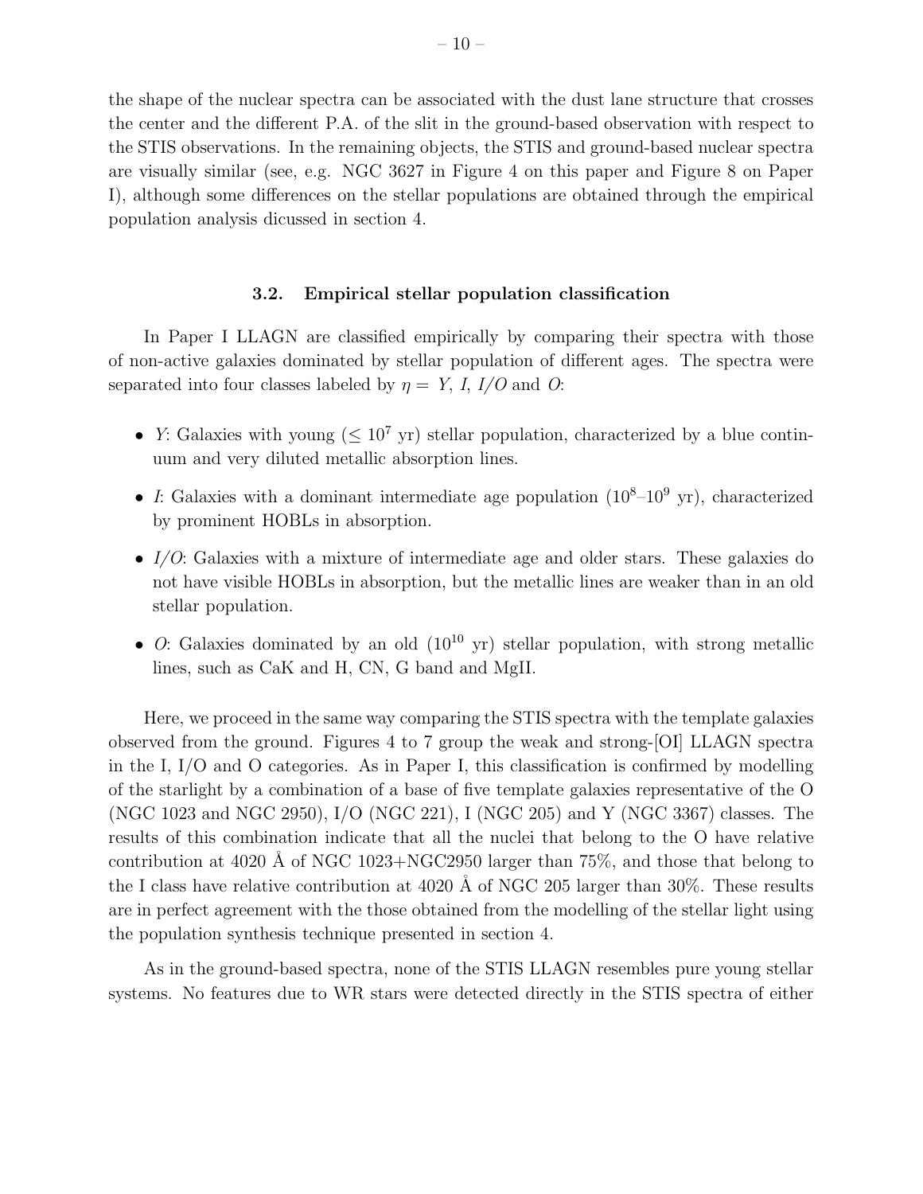the shape of the nuclear spectra can be associated with the dust lane structure that crosses the center and the different P.A. of the slit in the ground-based observation with respect to the STIS observations. In the remaining objects, the STIS and ground-based nuclear spectra are visually similar (see, e.g. NGC 3627 in Figure 4 on this paper and Figure 8 on Paper I), although some differences on the stellar populations are obtained through the empirical population analysis dicussed in section 4.

### 3.2. Empirical stellar population classification

In Paper I LLAGN are classified empirically by comparing their spectra with those of non-active galaxies dominated by stellar population of different ages. The spectra were separated into four classes labeled by $\eta =$ *Y*, *I*, *I/O* and *O*:

- *Y*: Galaxies with young ($\leq 10^7$ yr) stellar population, characterized by a blue continuum and very diluted metallic absorption lines.
- *I*: Galaxies with a dominant intermediate age population ($10^8$–$10^9$ yr), characterized by prominent HOBLs in absorption.
- *I/O*: Galaxies with a mixture of intermediate age and older stars. These galaxies do not have visible HOBLs in absorption, but the metallic lines are weaker than in an old stellar population.
- *O*: Galaxies dominated by an old ($10^{10}$ yr) stellar population, with strong metallic lines, such as CaK and H, CN, G band and MgII.

Here, we proceed in the same way comparing the STIS spectra with the template galaxies observed from the ground. Figures 4 to 7 group the weak and strong-[OI] LLAGN spectra in the I, I/O and O categories. As in Paper I, this classification is confirmed by modelling of the starlight by a combination of a base of five template galaxies representative of the O (NGC 1023 and NGC 2950), I/O (NGC 221), I (NGC 205) and Y (NGC 3367) classes. The results of this combination indicate that all the nuclei that belong to the O have relative contribution at 4020 Å of NGC 1023+NGC2950 larger than 75%, and those that belong to the I class have relative contribution at 4020 Å of NGC 205 larger than 30%. These results are in perfect agreement with the those obtained from the modelling of the stellar light using the population synthesis technique presented in section 4.

As in the ground-based spectra, none of the STIS LLAGN resembles pure young stellar systems. No features due to WR stars were detected directly in the STIS spectra of either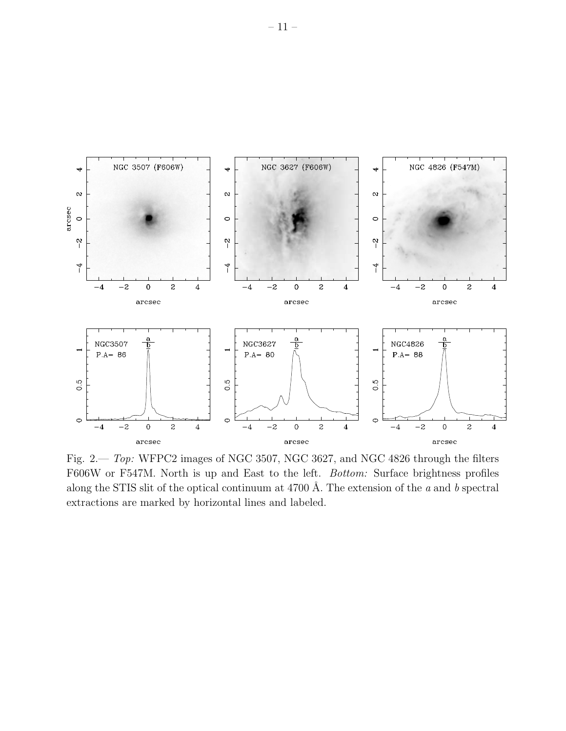Fig. 2.— *Top:* WFPC2 images of NGC 3507, NGC 3627, and NGC 4826 through the filters F606W or F547M. North is up and East to the left. *Bottom:* Surface brightness profiles along the STIS slit of the optical continuum at 4700 Å. The extension of the *a* and *b* spectral extractions are marked by horizontal lines and labeled.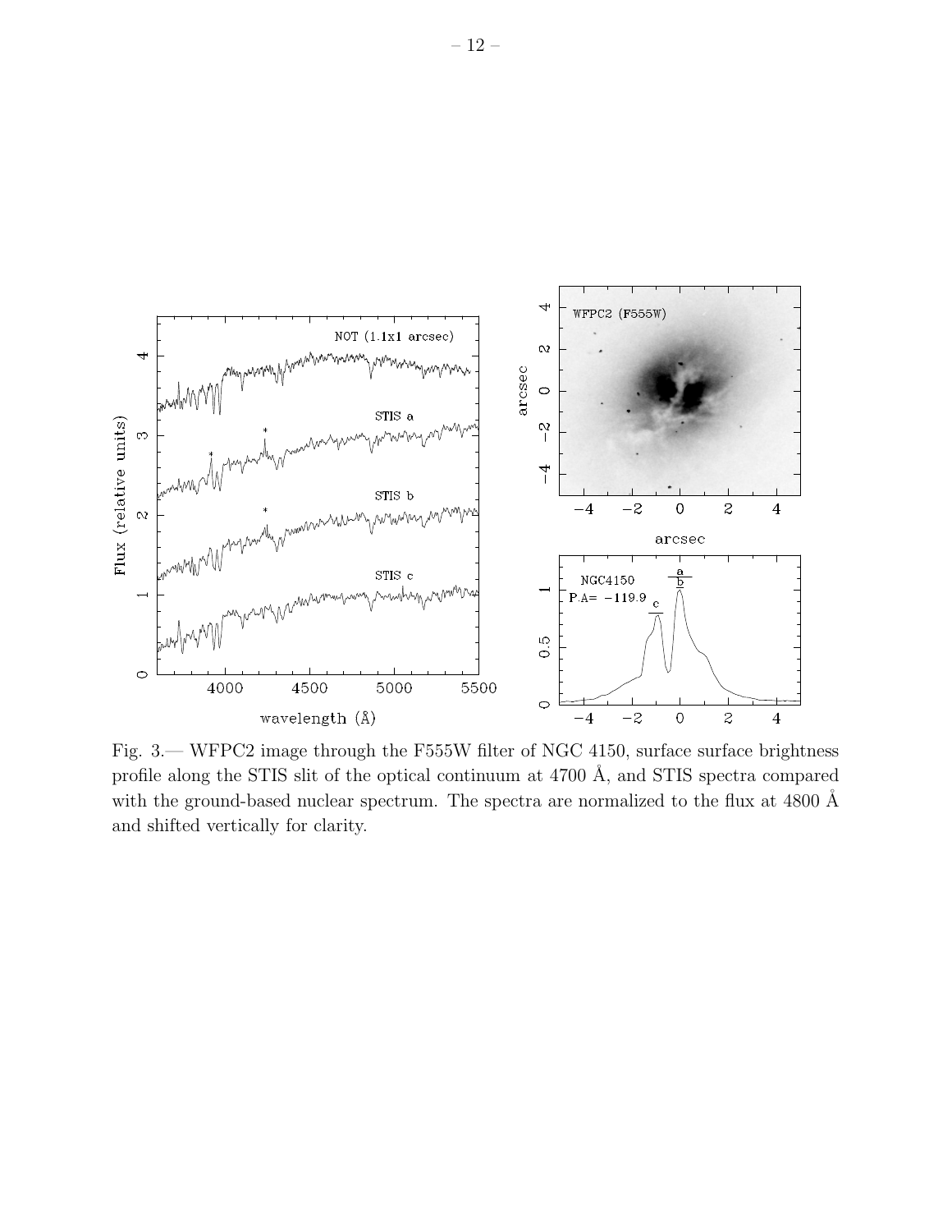Fig. 3.— WFPC2 image through the F555W filter of NGC 4150, surface surface brightness profile along the STIS slit of the optical continuum at 4700 Å, and STIS spectra compared with the ground-based nuclear spectrum. The spectra are normalized to the flux at 4800 Å and shifted vertically for clarity.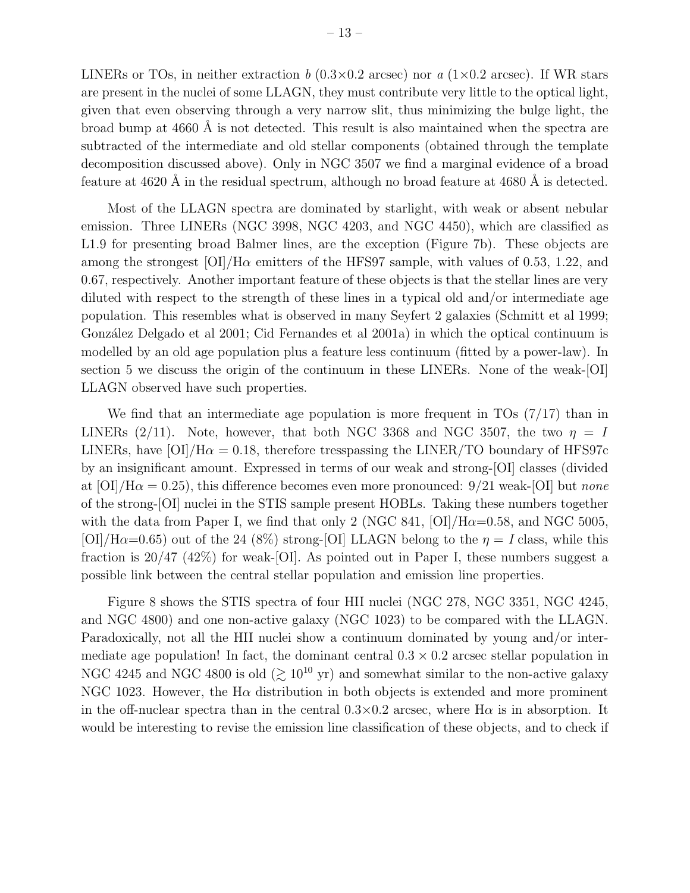LINERs or TOs, in neither extraction *b* (0.3×0.2 arcsec) nor *a* (1×0.2 arcsec). If WR stars are present in the nuclei of some LLAGN, they must contribute very little to the optical light, given that even observing through a very narrow slit, thus minimizing the bulge light, the broad bump at 4660 Å is not detected. This result is also maintained when the spectra are subtracted of the intermediate and old stellar components (obtained through the template decomposition discussed above). Only in NGC 3507 we find a marginal evidence of a broad feature at 4620 Å in the residual spectrum, although no broad feature at 4680 Å is detected.

Most of the LLAGN spectra are dominated by starlight, with weak or absent nebular emission. Three LINERs (NGC 3998, NGC 4203, and NGC 4450), which are classified as L1.9 for presenting broad Balmer lines, are the exception (Figure 7b). These objects are among the strongest [OI]/H$\alpha$ emitters of the HFS97 sample, with values of 0.53, 1.22, and 0.67, respectively. Another important feature of these objects is that the stellar lines are very diluted with respect to the strength of these lines in a typical old and/or intermediate age population. This resembles what is observed in many Seyfert 2 galaxies (Schmitt et al 1999; González Delgado et al 2001; Cid Fernandes et al 2001a) in which the optical continuum is modelled by an old age population plus a feature less continuum (fitted by a power-law). In section 5 we discuss the origin of the continuum in these LINERs. None of the weak-[OI] LLAGN observed have such properties.

We find that an intermediate age population is more frequent in TOs (7/17) than in LINERs (2/11). Note, however, that both NGC 3368 and NGC 3507, the two $\eta = I$ LINERs, have [OI]/H$\alpha$ = 0.18, therefore tresspassing the LINER/TO boundary of HFS97c by an insignificant amount. Expressed in terms of our weak and strong-[OI] classes (divided at [OI]/H$\alpha$ = 0.25), this difference becomes even more pronounced: 9/21 weak-[OI] but *none* of the strong-[OI] nuclei in the STIS sample present HOBLs. Taking these numbers together with the data from Paper I, we find that only 2 (NGC 841, [OI]/H$\alpha$=0.58, and NGC 5005, [OI]/H$\alpha$=0.65) out of the 24 (8%) strong-[OI] LLAGN belong to the $\eta = I$ class, while this fraction is 20/47 (42%) for weak-[OI]. As pointed out in Paper I, these numbers suggest a possible link between the central stellar population and emission line properties.

Figure 8 shows the STIS spectra of four HII nuclei (NGC 278, NGC 3351, NGC 4245, and NGC 4800) and one non-active galaxy (NGC 1023) to be compared with the LLAGN. Paradoxically, not all the HII nuclei show a continuum dominated by young and/or intermediate age population! In fact, the dominant central $0.3 \times 0.2$ arcsec stellar population in NGC 4245 and NGC 4800 is old ($\gtrsim 10^{10}$ yr) and somewhat similar to the non-active galaxy NGC 1023. However, the H$\alpha$ distribution in both objects is extended and more prominent in the off-nuclear spectra than in the central 0.3×0.2 arcsec, where H$\alpha$ is in absorption. It would be interesting to revise the emission line classification of these objects, and to check if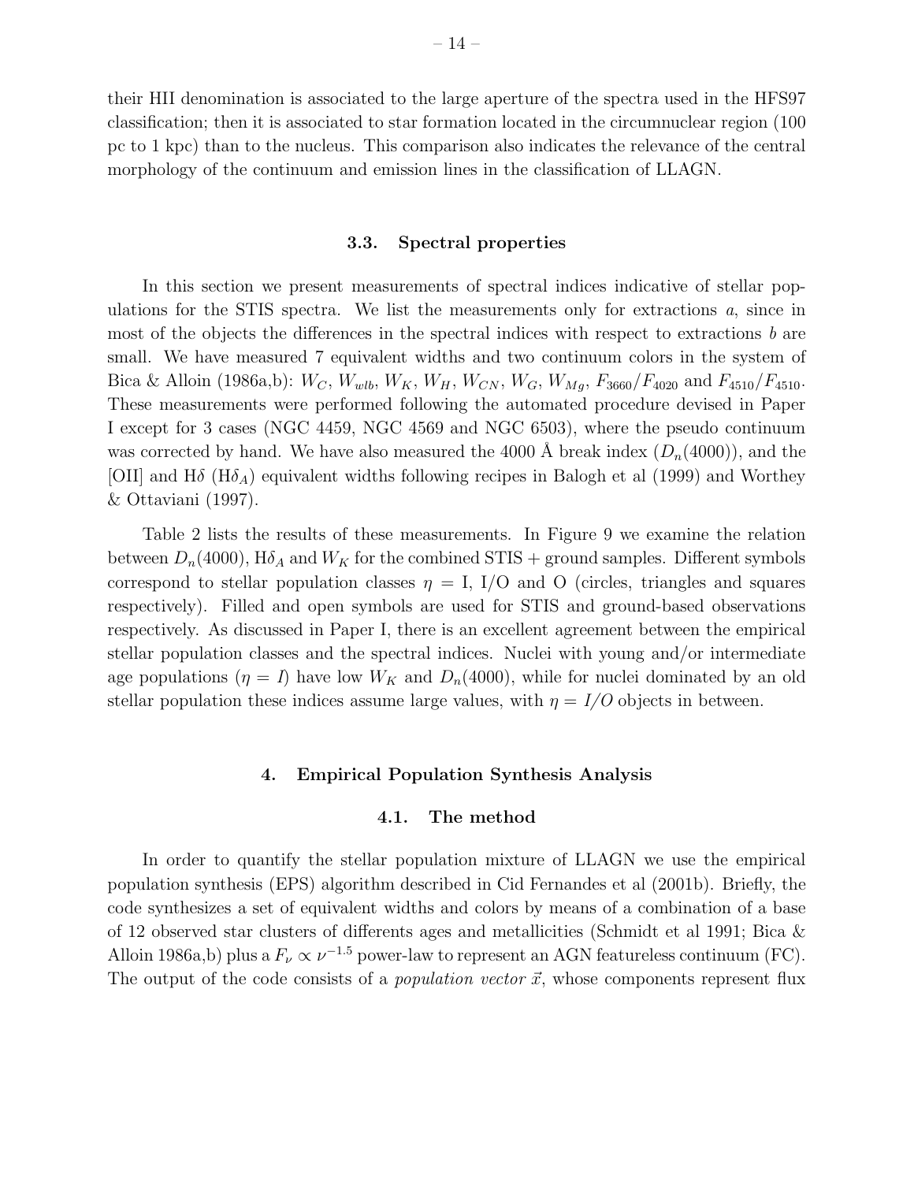their HII denomination is associated to the large aperture of the spectra used in the HFS97 classification; then it is associated to star formation located in the circumnuclear region (100 pc to 1 kpc) than to the nucleus. This comparison also indicates the relevance of the central morphology of the continuum and emission lines in the classification of LLAGN.

### 3.3. Spectral properties

In this section we present measurements of spectral indices indicative of stellar populations for the STIS spectra. We list the measurements only for extractions *a*, since in most of the objects the differences in the spectral indices with respect to extractions *b* are small. We have measured 7 equivalent widths and two continuum colors in the system of Bica & Alloin (1986a,b): $W_C$, $W_{wlb}$, $W_K$, $W_H$, $W_{CN}$, $W_G$, $W_{Mg}$, $F_{3660}/F_{4020}$ and $F_{4510}/F_{4510}$. These measurements were performed following the automated procedure devised in Paper I except for 3 cases (NGC 4459, NGC 4569 and NGC 6503), where the pseudo continuum was corrected by hand. We have also measured the 4000 Å break index ($D_n(4000)$), and the [OII] and H$\delta$ (H$\delta_A$) equivalent widths following recipes in Balogh et al (1999) and Worthey & Ottaviani (1997).

Table 2 lists the results of these measurements. In Figure 9 we examine the relation between $D_n(4000)$, H$\delta_A$ and $W_K$ for the combined STIS + ground samples. Different symbols correspond to stellar population classes $\eta$ = I, I/O and O (circles, triangles and squares respectively). Filled and open symbols are used for STIS and ground-based observations respectively. As discussed in Paper I, there is an excellent agreement between the empirical stellar population classes and the spectral indices. Nuclei with young and/or intermediate age populations ($\eta = I$) have low $W_K$ and $D_n(4000)$, while for nuclei dominated by an old stellar population these indices assume large values, with $\eta = I/O$ objects in between.

## 4. Empirical Population Synthesis Analysis

### 4.1. The method

In order to quantify the stellar population mixture of LLAGN we use the empirical population synthesis (EPS) algorithm described in Cid Fernandes et al (2001b). Briefly, the code synthesizes a set of equivalent widths and colors by means of a combination of a base of 12 observed star clusters of differents ages and metallicities (Schmidt et al 1991; Bica & Alloin 1986a,b) plus a $F_\nu \propto \nu^{-1.5}$ power-law to represent an AGN featureless continuum (FC). The output of the code consists of a *population vector* $\vec{x}$, whose components represent flux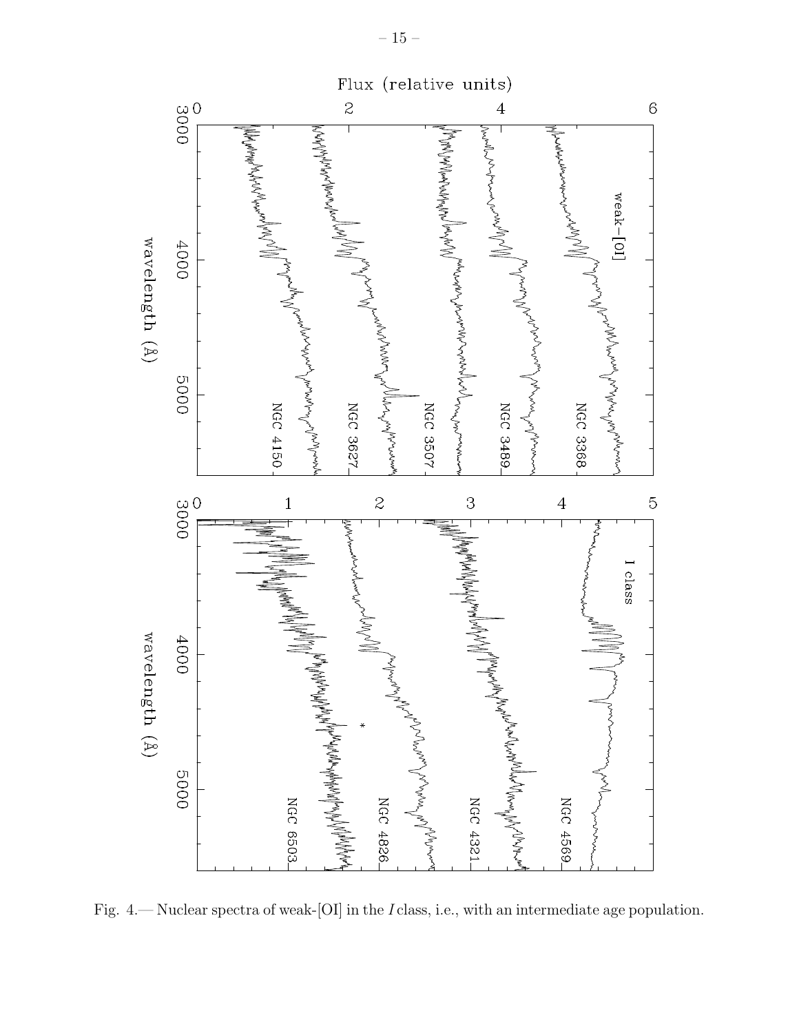Fig. 4.— Nuclear spectra of weak-[OI] in the *I* class, i.e., with an intermediate age population.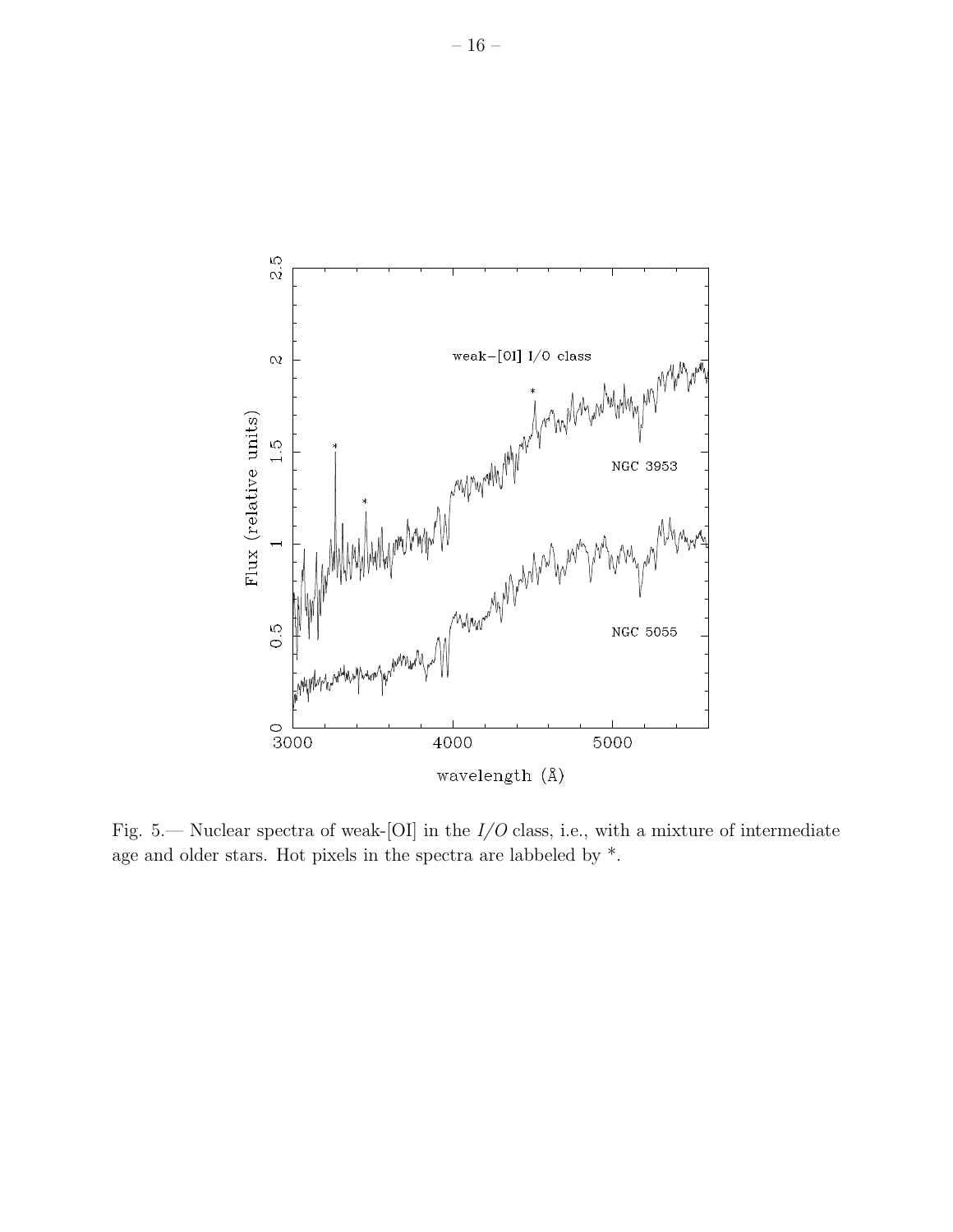Fig. 5.— Nuclear spectra of weak-[OI] in the *I/O* class, i.e., with a mixture of intermediate age and older stars. Hot pixels in the spectra are labbeled by *.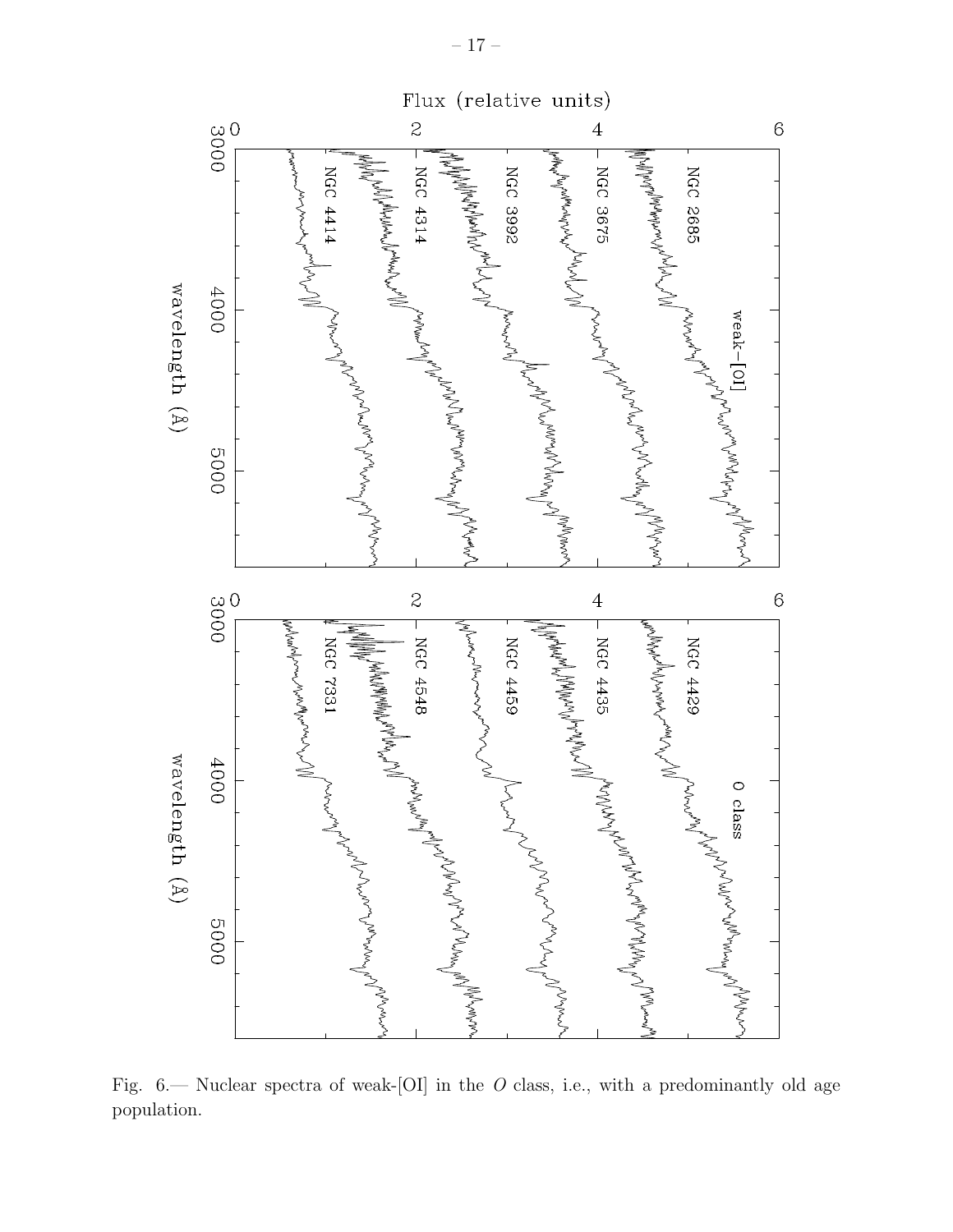Fig. 6.— Nuclear spectra of weak-[OI] in the *O* class, i.e., with a predominantly old age population.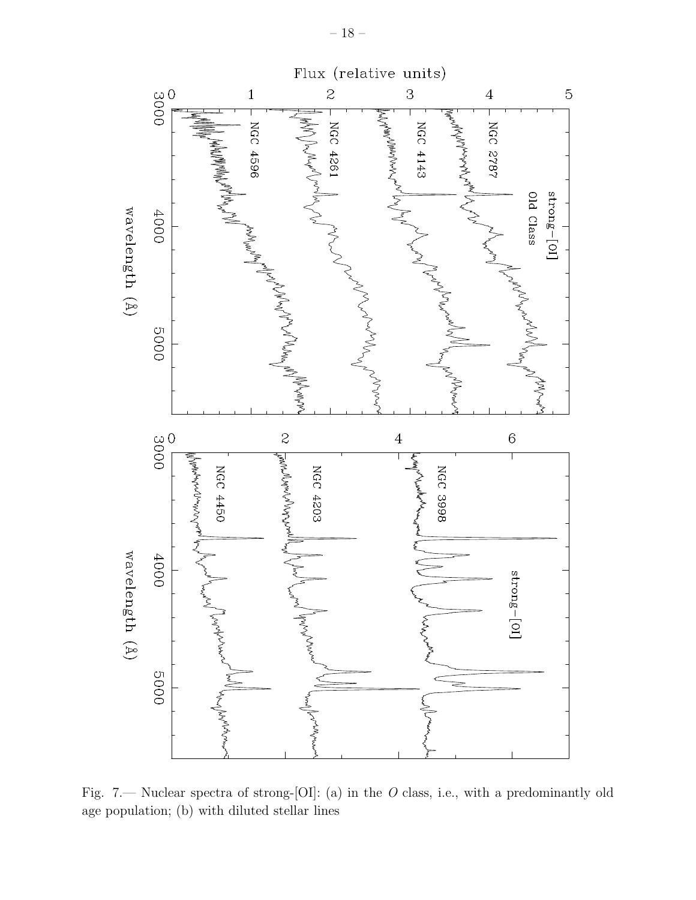Fig. 7.— Nuclear spectra of strong-[OI]: (a) in the *O* class, i.e., with a predominantly old age population; (b) with diluted stellar lines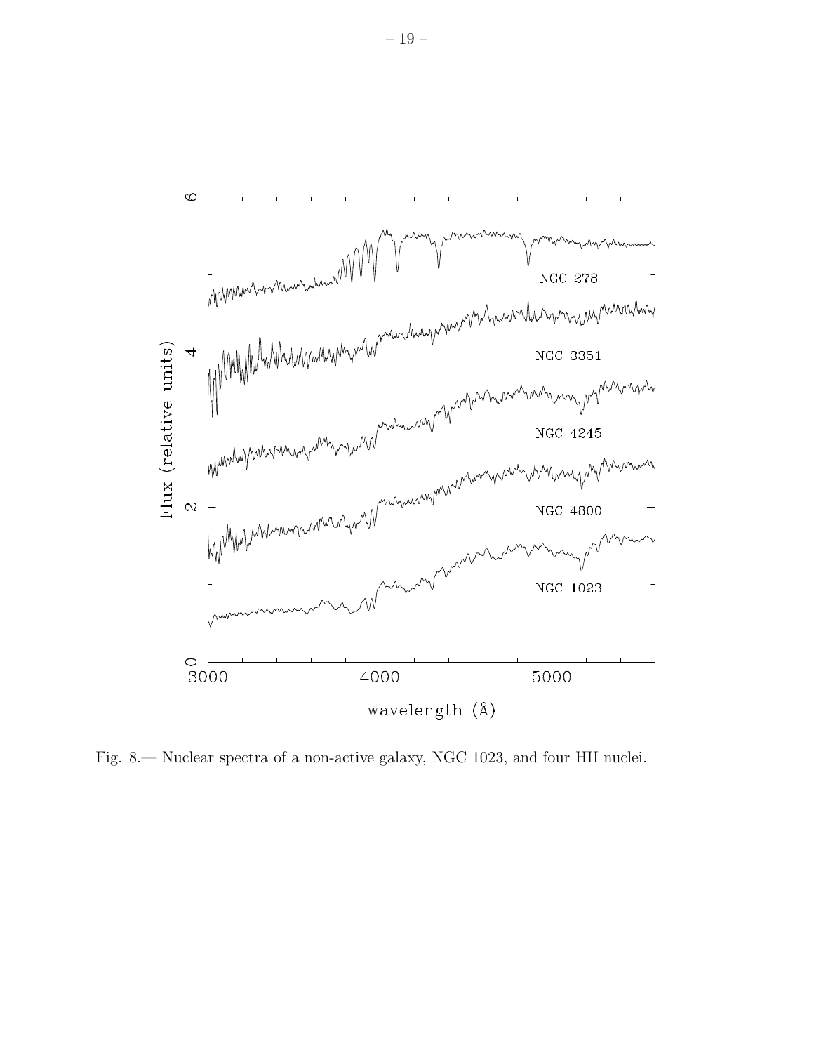Fig. 8.— Nuclear spectra of a non-active galaxy, NGC 1023, and four HII nuclei.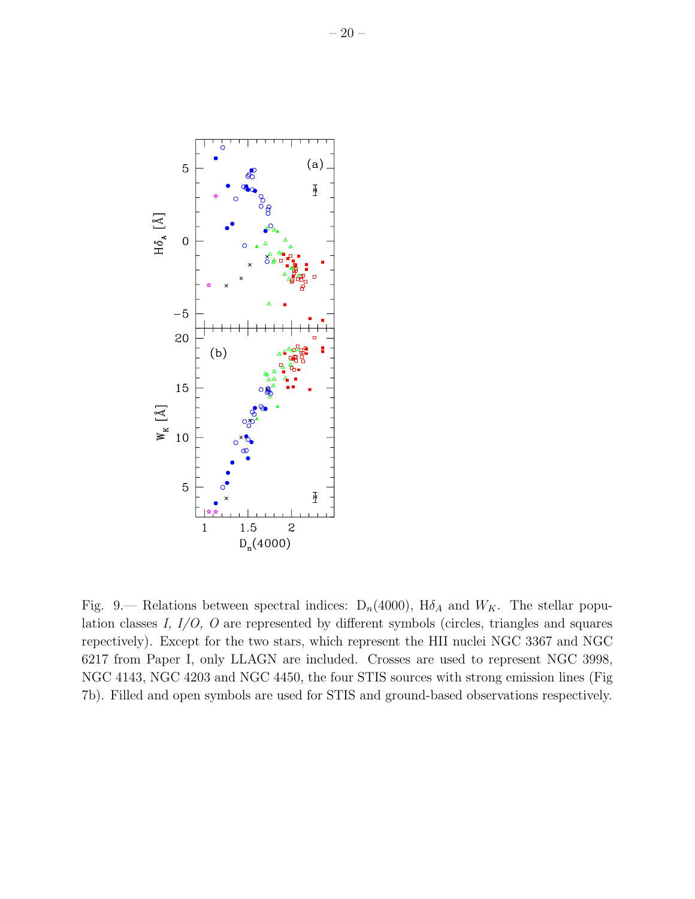Fig. 9.— Relations between spectral indices: $D_n(4000)$, $H\delta_A$ and $W_K$. The stellar population classes *I, I/O, O* are represented by different symbols (circles, triangles and squares repectively). Except for the two stars, which represent the HII nuclei NGC 3367 and NGC 6217 from Paper I, only LLAGN are included. Crosses are used to represent NGC 3998, NGC 4143, NGC 4203 and NGC 4450, the four STIS sources with strong emission lines (Fig 7b). Filled and open symbols are used for STIS and ground-based observations respectively.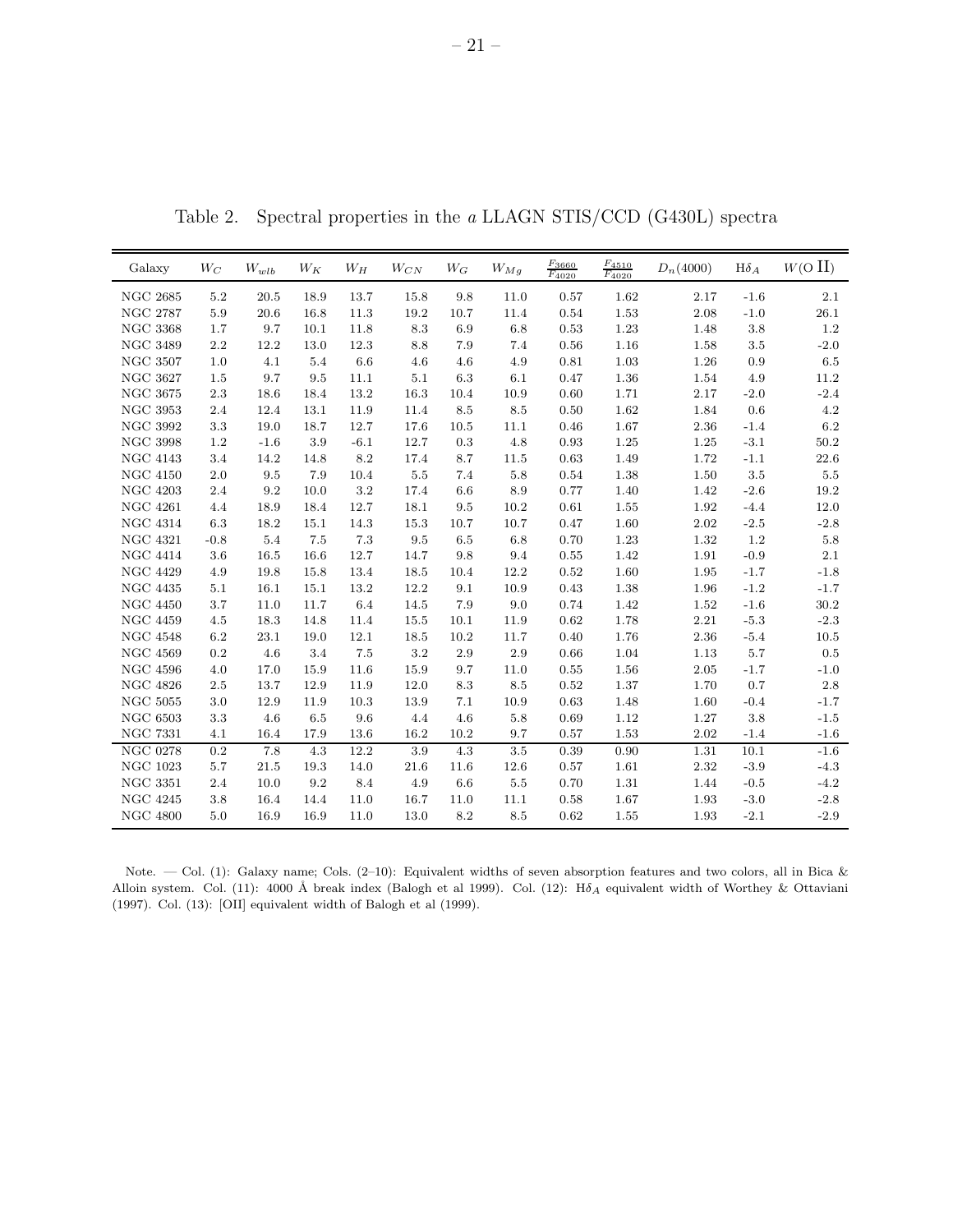Table 2. Spectral properties in the *a* LLAGN STIS/CCD (G430L) spectra

| Galaxy | $W_C$ | $W_{wlb}$ | $W_K$ | $W_H$ | $W_{CN}$ | $W_G$ | $W_{Mg}$ | $\frac{F_{3660}}{F_{4020}}$ | $\frac{F_{4510}}{F_{4020}}$ | $D_n(4000)$ | H$\delta_A$ | $W$(O II) |
|---|---|---|---|---|---|---|---|---|---|---|---|---|
| NGC 2685 | 5.2 | 20.5 | 18.9 | 13.7 | 15.8 | 9.8 | 11.0 | 0.57 | 1.62 | 2.17 | -1.6 | 2.1 |
| NGC 2787 | 5.9 | 20.6 | 16.8 | 11.3 | 19.2 | 10.7 | 11.4 | 0.54 | 1.53 | 2.08 | -1.0 | 26.1 |
| NGC 3368 | 1.7 | 9.7 | 10.1 | 11.8 | 8.3 | 6.9 | 6.8 | 0.53 | 1.23 | 1.48 | 3.8 | 1.2 |
| NGC 3489 | 2.2 | 12.2 | 13.0 | 12.3 | 8.8 | 7.9 | 7.4 | 0.56 | 1.16 | 1.58 | 3.5 | -2.0 |
| NGC 3507 | 1.0 | 4.1 | 5.4 | 6.6 | 4.6 | 4.6 | 4.9 | 0.81 | 1.03 | 1.26 | 0.9 | 6.5 |
| NGC 3627 | 1.5 | 9.7 | 9.5 | 11.1 | 5.1 | 6.3 | 6.1 | 0.47 | 1.36 | 1.54 | 4.9 | 11.2 |
| NGC 3675 | 2.3 | 18.6 | 18.4 | 13.2 | 16.3 | 10.4 | 10.9 | 0.60 | 1.71 | 2.17 | -2.0 | -2.4 |
| NGC 3953 | 2.4 | 12.4 | 13.1 | 11.9 | 11.4 | 8.5 | 8.5 | 0.50 | 1.62 | 1.84 | 0.6 | 4.2 |
| NGC 3992 | 3.3 | 19.0 | 18.7 | 12.7 | 17.6 | 10.5 | 11.1 | 0.46 | 1.67 | 2.36 | -1.4 | 6.2 |
| NGC 3998 | 1.2 | -1.6 | 3.9 | -6.1 | 12.7 | 0.3 | 4.8 | 0.93 | 1.25 | 1.25 | -3.1 | 50.2 |
| NGC 4143 | 3.4 | 14.2 | 14.8 | 8.2 | 17.4 | 8.7 | 11.5 | 0.63 | 1.49 | 1.72 | -1.1 | 22.6 |
| NGC 4150 | 2.0 | 9.5 | 7.9 | 10.4 | 5.5 | 7.4 | 5.8 | 0.54 | 1.38 | 1.50 | 3.5 | 5.5 |
| NGC 4203 | 2.4 | 9.2 | 10.0 | 3.2 | 17.4 | 6.6 | 8.9 | 0.77 | 1.40 | 1.42 | -2.6 | 19.2 |
| NGC 4261 | 4.4 | 18.9 | 18.4 | 12.7 | 18.1 | 9.5 | 10.2 | 0.61 | 1.55 | 1.92 | -4.4 | 12.0 |
| NGC 4314 | 6.3 | 18.2 | 15.1 | 14.3 | 15.3 | 10.7 | 10.7 | 0.47 | 1.60 | 2.02 | -2.5 | -2.8 |
| NGC 4321 | -0.8 | 5.4 | 7.5 | 7.3 | 9.5 | 6.5 | 6.8 | 0.70 | 1.23 | 1.32 | 1.2 | 5.8 |
| NGC 4414 | 3.6 | 16.5 | 16.6 | 12.7 | 14.7 | 9.8 | 9.4 | 0.55 | 1.42 | 1.91 | -0.9 | 2.1 |
| NGC 4429 | 4.9 | 19.8 | 15.8 | 13.4 | 18.5 | 10.4 | 12.2 | 0.52 | 1.60 | 1.95 | -1.7 | -1.8 |
| NGC 4435 | 5.1 | 16.1 | 15.1 | 13.2 | 12.2 | 9.1 | 10.9 | 0.43 | 1.38 | 1.96 | -1.2 | -1.7 |
| NGC 4450 | 3.7 | 11.0 | 11.7 | 6.4 | 14.5 | 7.9 | 9.0 | 0.74 | 1.42 | 1.52 | -1.6 | 30.2 |
| NGC 4459 | 4.5 | 18.3 | 14.8 | 11.4 | 15.5 | 10.1 | 11.9 | 0.62 | 1.78 | 2.21 | -5.3 | -2.3 |
| NGC 4548 | 6.2 | 23.1 | 19.0 | 12.1 | 18.5 | 10.2 | 11.7 | 0.40 | 1.76 | 2.36 | -5.4 | 10.5 |
| NGC 4569 | 0.2 | 4.6 | 3.4 | 7.5 | 3.2 | 2.9 | 2.9 | 0.66 | 1.04 | 1.13 | 5.7 | 0.5 |
| NGC 4596 | 4.0 | 17.0 | 15.9 | 11.6 | 15.9 | 9.7 | 11.0 | 0.55 | 1.56 | 2.05 | -1.7 | -1.0 |
| NGC 4826 | 2.5 | 13.7 | 12.9 | 11.9 | 12.0 | 8.3 | 8.5 | 0.52 | 1.37 | 1.70 | 0.7 | 2.8 |
| NGC 5055 | 3.0 | 12.9 | 11.9 | 10.3 | 13.9 | 7.1 | 10.9 | 0.63 | 1.48 | 1.60 | -0.4 | -1.7 |
| NGC 6503 | 3.3 | 4.6 | 6.5 | 9.6 | 4.4 | 4.6 | 5.8 | 0.69 | 1.12 | 1.27 | 3.8 | -1.5 |
| NGC 7331 | 4.1 | 16.4 | 17.9 | 13.6 | 16.2 | 10.2 | 9.7 | 0.57 | 1.53 | 2.02 | -1.4 | -1.6 |
| NGC 0278 | 0.2 | 7.8 | 4.3 | 12.2 | 3.9 | 4.3 | 3.5 | 0.39 | 0.90 | 1.31 | 10.1 | -1.6 |
| NGC 1023 | 5.7 | 21.5 | 19.3 | 14.0 | 21.6 | 11.6 | 12.6 | 0.57 | 1.61 | 2.32 | -3.9 | -4.3 |
| NGC 3351 | 2.4 | 10.0 | 9.2 | 8.4 | 4.9 | 6.6 | 5.5 | 0.70 | 1.31 | 1.44 | -0.5 | -4.2 |
| NGC 4245 | 3.8 | 16.4 | 14.4 | 11.0 | 16.7 | 11.0 | 11.1 | 0.58 | 1.67 | 1.93 | -3.0 | -2.8 |
| NGC 4800 | 5.0 | 16.9 | 16.9 | 11.0 | 13.0 | 8.2 | 8.5 | 0.62 | 1.55 | 1.93 | -2.1 | -2.9 |

Note. — Col. (1): Galaxy name; Cols. (2–10): Equivalent widths of seven absorption features and two colors, all in Bica & Alloin system. Col. (11): 4000 Å break index (Balogh et al 1999). Col. (12): H$\delta_A$ equivalent width of Worthey & Ottaviani (1997). Col. (13): [OII] equivalent width of Balogh et al (1999).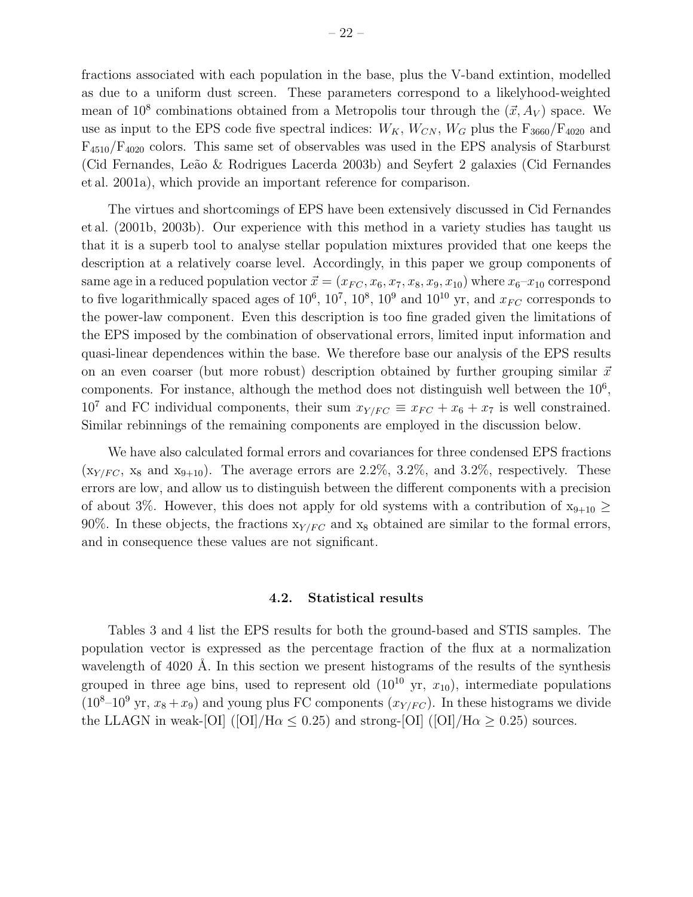fractions associated with each population in the base, plus the V-band extintion, modelled as due to a uniform dust screen. These parameters correspond to a likelyhood-weighted mean of $10^8$ combinations obtained from a Metropolis tour through the $(\vec{x}, A_V)$ space. We use as input to the EPS code five spectral indices: $W_K$, $W_{CN}$, $W_G$ plus the $F_{3660}/F_{4020}$ and $F_{4510}/F_{4020}$ colors. This same set of observables was used in the EPS analysis of Starburst (Cid Fernandes, Leão & Rodrigues Lacerda 2003b) and Seyfert 2 galaxies (Cid Fernandes et al. 2001a), which provide an important reference for comparison.

The virtues and shortcomings of EPS have been extensively discussed in Cid Fernandes et al. (2001b, 2003b). Our experience with this method in a variety studies has taught us that it is a superb tool to analyse stellar population mixtures provided that one keeps the description at a relatively coarse level. Accordingly, in this paper we group components of same age in a reduced population vector $\vec{x} = (x_{FC}, x_6, x_7, x_8, x_9, x_{10})$ where $x_6$–$x_{10}$ correspond to five logarithmically spaced ages of $10^6$, $10^7$, $10^8$, $10^9$ and $10^{10}$ yr, and $x_{FC}$ corresponds to the power-law component. Even this description is too fine graded given the limitations of the EPS imposed by the combination of observational errors, limited input information and quasi-linear dependences within the base. We therefore base our analysis of the EPS results on an even coarser (but more robust) description obtained by further grouping similar $\vec{x}$ components. For instance, although the method does not distinguish well between the $10^6$, $10^7$ and FC individual components, their sum $x_{Y/FC} \equiv x_{FC} + x_6 + x_7$ is well constrained. Similar rebinnings of the remaining components are employed in the discussion below.

We have also calculated formal errors and covariances for three condensed EPS fractions ($x_{Y/FC}$, $x_8$ and $x_{9+10}$). The average errors are 2.2%, 3.2%, and 3.2%, respectively. These errors are low, and allow us to distinguish between the different components with a precision of about 3%. However, this does not apply for old systems with a contribution of $x_{9+10} \geq$ 90%. In these objects, the fractions $x_{Y/FC}$ and $x_8$ obtained are similar to the formal errors, and in consequence these values are not significant.

### 4.2. Statistical results

Tables 3 and 4 list the EPS results for both the ground-based and STIS samples. The population vector is expressed as the percentage fraction of the flux at a normalization wavelength of 4020 Å. In this section we present histograms of the results of the synthesis grouped in three age bins, used to represent old ($10^{10}$ yr, $x_{10}$), intermediate populations ($10^8$–$10^9$ yr, $x_8 + x_9$) and young plus FC components ($x_{Y/FC}$). In these histograms we divide the LLAGN in weak-[OI] ([OI]/H$\alpha \leq 0.25$) and strong-[OI] ([OI]/H$\alpha \geq 0.25$) sources.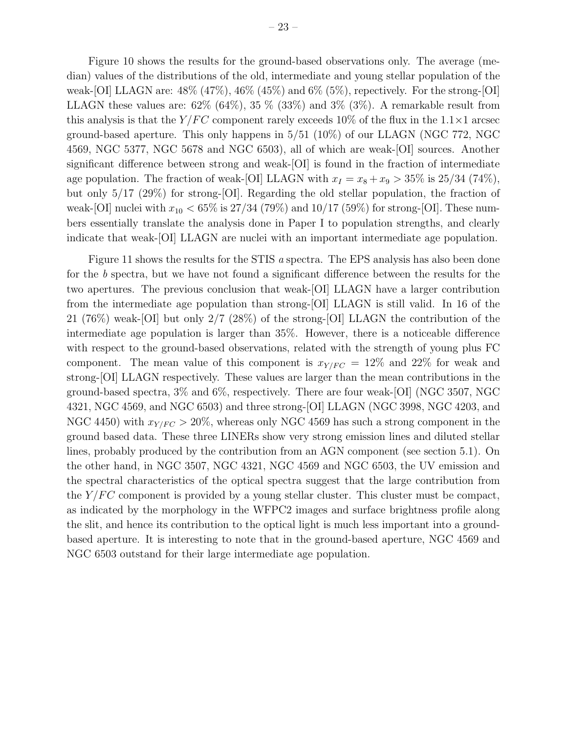Figure 10 shows the results for the ground-based observations only. The average (median) values of the distributions of the old, intermediate and young stellar population of the weak-[OI] LLAGN are: 48% (47%), 46% (45%) and 6% (5%), repectively. For the strong-[OI] LLAGN these values are: 62% (64%), 35 % (33%) and 3% (3%). A remarkable result from this analysis is that the $Y/FC$ component rarely exceeds 10% of the flux in the 1.1×1 arcsec ground-based aperture. This only happens in 5/51 (10%) of our LLAGN (NGC 772, NGC 4569, NGC 5377, NGC 5678 and NGC 6503), all of which are weak-[OI] sources. Another significant difference between strong and weak-[OI] is found in the fraction of intermediate age population. The fraction of weak-[OI] LLAGN with $x_I = x_8 + x_9 > 35\%$ is 25/34 (74%), but only 5/17 (29%) for strong-[OI]. Regarding the old stellar population, the fraction of weak-[OI] nuclei with $x_{10} < 65\%$ is 27/34 (79%) and 10/17 (59%) for strong-[OI]. These numbers essentially translate the analysis done in Paper I to population strengths, and clearly indicate that weak-[OI] LLAGN are nuclei with an important intermediate age population.

Figure 11 shows the results for the STIS *a* spectra. The EPS analysis has also been done for the *b* spectra, but we have not found a significant difference between the results for the two apertures. The previous conclusion that weak-[OI] LLAGN have a larger contribution from the intermediate age population than strong-[OI] LLAGN is still valid. In 16 of the 21 (76%) weak-[OI] but only 2/7 (28%) of the strong-[OI] LLAGN the contribution of the intermediate age population is larger than 35%. However, there is a noticeable difference with respect to the ground-based observations, related with the strength of young plus FC component. The mean value of this component is $x_{Y/FC} = 12\%$ and 22% for weak and strong-[OI] LLAGN respectively. These values are larger than the mean contributions in the ground-based spectra, 3% and 6%, respectively. There are four weak-[OI] (NGC 3507, NGC 4321, NGC 4569, and NGC 6503) and three strong-[OI] LLAGN (NGC 3998, NGC 4203, and NGC 4450) with $x_{Y/FC} > 20\%$, whereas only NGC 4569 has such a strong component in the ground based data. These three LINERs show very strong emission lines and diluted stellar lines, probably produced by the contribution from an AGN component (see section 5.1). On the other hand, in NGC 3507, NGC 4321, NGC 4569 and NGC 6503, the UV emission and the spectral characteristics of the optical spectra suggest that the large contribution from the $Y/FC$ component is provided by a young stellar cluster. This cluster must be compact, as indicated by the morphology in the WFPC2 images and surface brightness profile along the slit, and hence its contribution to the optical light is much less important into a ground-based aperture. It is interesting to note that in the ground-based aperture, NGC 4569 and NGC 6503 outstand for their large intermediate age population.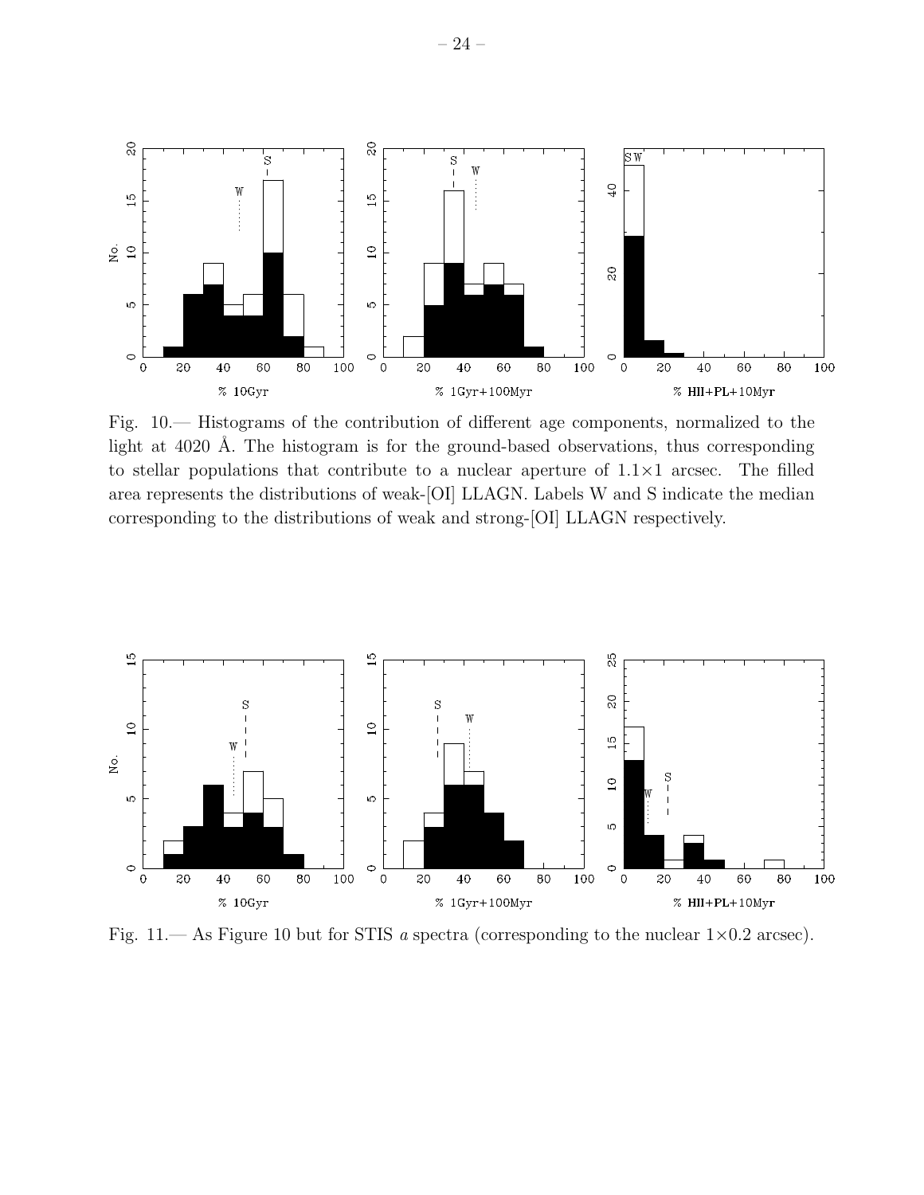Fig. 10.— Histograms of the contribution of different age components, normalized to the light at 4020 Å. The histogram is for the ground-based observations, thus corresponding to stellar populations that contribute to a nuclear aperture of 1.1×1 arcsec. The filled area represents the distributions of weak-[OI] LLAGN. Labels W and S indicate the median corresponding to the distributions of weak and strong-[OI] LLAGN respectively.

Fig. 11.— As Figure 10 but for STIS *a* spectra (corresponding to the nuclear 1×0.2 arcsec).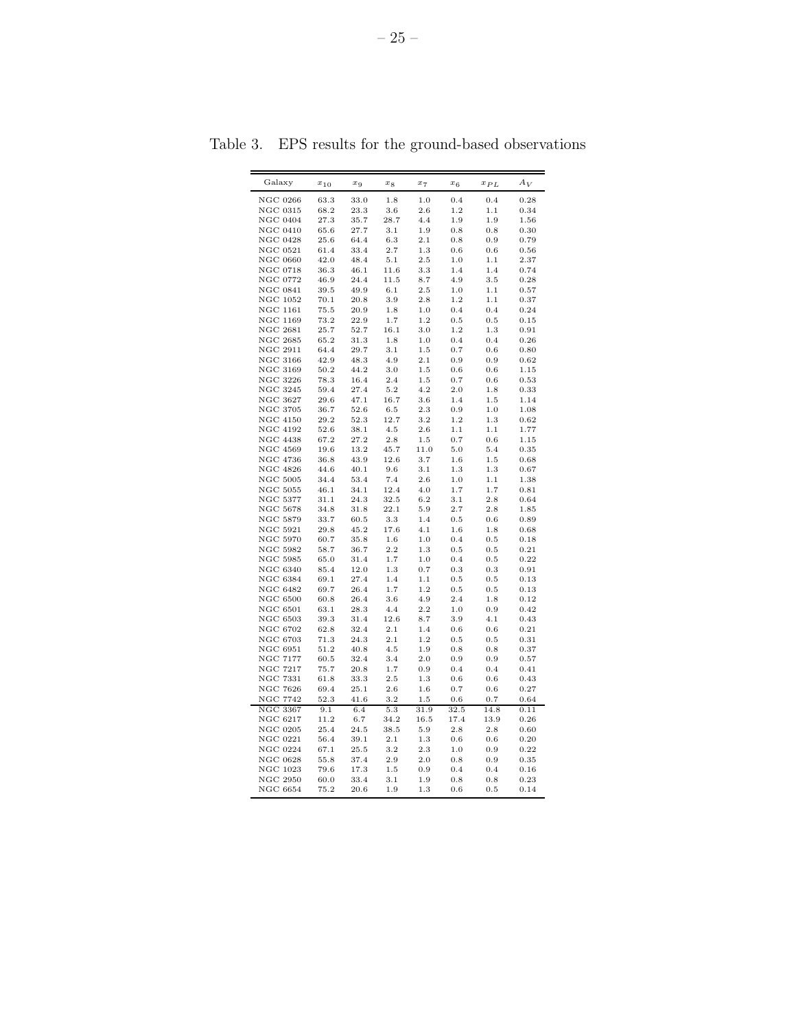Table 3. EPS results for the ground-based observations

| Galaxy | $x_{10}$ | $x_9$ | $x_8$ | $x_7$ | $x_6$ | $x_{PL}$ | $A_V$ |
|---|---|---|---|---|---|---|---|
| NGC 0266 | 63.3 | 33.0 | 1.8 | 1.0 | 0.4 | 0.4 | 0.28 |
| NGC 0315 | 68.2 | 23.3 | 3.6 | 2.6 | 1.2 | 1.1 | 0.34 |
| NGC 0404 | 27.3 | 35.7 | 28.7 | 4.4 | 1.9 | 1.9 | 1.56 |
| NGC 0410 | 65.6 | 27.7 | 3.1 | 1.9 | 0.8 | 0.8 | 0.30 |
| NGC 0428 | 25.6 | 64.4 | 6.3 | 2.1 | 0.8 | 0.9 | 0.79 |
| NGC 0521 | 61.4 | 33.4 | 2.7 | 1.3 | 0.6 | 0.6 | 0.56 |
| NGC 0660 | 42.0 | 48.4 | 5.1 | 2.5 | 1.0 | 1.1 | 2.37 |
| NGC 0718 | 36.3 | 46.1 | 11.6 | 3.3 | 1.4 | 1.4 | 0.74 |
| NGC 0772 | 46.9 | 24.4 | 11.5 | 8.7 | 4.9 | 3.5 | 0.28 |
| NGC 0841 | 39.5 | 49.9 | 6.1 | 2.5 | 1.0 | 1.1 | 0.57 |
| NGC 1052 | 70.1 | 20.8 | 3.9 | 2.8 | 1.2 | 1.1 | 0.37 |
| NGC 1161 | 75.5 | 20.9 | 1.8 | 1.0 | 0.4 | 0.4 | 0.24 |
| NGC 1169 | 73.2 | 22.9 | 1.7 | 1.2 | 0.5 | 0.5 | 0.15 |
| NGC 2681 | 25.7 | 52.7 | 16.1 | 3.0 | 1.2 | 1.3 | 0.91 |
| NGC 2685 | 65.2 | 31.3 | 1.8 | 1.0 | 0.4 | 0.4 | 0.26 |
| NGC 2911 | 64.4 | 29.7 | 3.1 | 1.5 | 0.7 | 0.6 | 0.80 |
| NGC 3166 | 42.9 | 48.3 | 4.9 | 2.1 | 0.9 | 0.9 | 0.62 |
| NGC 3169 | 50.2 | 44.2 | 3.0 | 1.5 | 0.6 | 0.6 | 1.15 |
| NGC 3226 | 78.3 | 16.4 | 2.4 | 1.5 | 0.7 | 0.6 | 0.53 |
| NGC 3245 | 59.4 | 27.4 | 5.2 | 4.2 | 2.0 | 1.8 | 0.33 |
| NGC 3627 | 29.6 | 47.1 | 16.7 | 3.6 | 1.4 | 1.5 | 1.14 |
| NGC 3705 | 36.7 | 52.6 | 6.5 | 2.3 | 0.9 | 1.0 | 1.08 |
| NGC 4150 | 29.2 | 52.3 | 12.7 | 3.2 | 1.2 | 1.3 | 0.62 |
| NGC 4192 | 52.6 | 38.1 | 4.5 | 2.6 | 1.1 | 1.1 | 1.77 |
| NGC 4438 | 67.2 | 27.2 | 2.8 | 1.5 | 0.7 | 0.6 | 1.15 |
| NGC 4569 | 19.6 | 13.2 | 45.7 | 11.0 | 5.0 | 5.4 | 0.35 |
| NGC 4736 | 36.8 | 43.9 | 12.6 | 3.7 | 1.6 | 1.5 | 0.68 |
| NGC 4826 | 44.6 | 40.1 | 9.6 | 3.1 | 1.3 | 1.3 | 0.67 |
| NGC 5005 | 34.4 | 53.4 | 7.4 | 2.6 | 1.0 | 1.1 | 1.38 |
| NGC 5055 | 46.1 | 34.1 | 12.4 | 4.0 | 1.7 | 1.7 | 0.81 |
| NGC 5377 | 31.1 | 24.3 | 32.5 | 6.2 | 3.1 | 2.8 | 0.64 |
| NGC 5678 | 34.8 | 31.8 | 22.1 | 5.9 | 2.7 | 2.8 | 1.85 |
| NGC 5879 | 33.7 | 60.5 | 3.3 | 1.4 | 0.5 | 0.6 | 0.89 |
| NGC 5921 | 29.8 | 45.2 | 17.6 | 4.1 | 1.6 | 1.8 | 0.68 |
| NGC 5970 | 60.7 | 35.8 | 1.6 | 1.0 | 0.4 | 0.5 | 0.18 |
| NGC 5982 | 58.7 | 36.7 | 2.2 | 1.3 | 0.5 | 0.5 | 0.21 |
| NGC 5985 | 65.0 | 31.4 | 1.7 | 1.0 | 0.4 | 0.5 | 0.22 |
| NGC 6340 | 85.4 | 12.0 | 1.3 | 0.7 | 0.3 | 0.3 | 0.91 |
| NGC 6384 | 69.1 | 27.4 | 1.4 | 1.1 | 0.5 | 0.5 | 0.13 |
| NGC 6482 | 69.7 | 26.4 | 1.7 | 1.2 | 0.5 | 0.5 | 0.13 |
| NGC 6500 | 60.8 | 26.4 | 3.6 | 4.9 | 2.4 | 1.8 | 0.12 |
| NGC 6501 | 63.1 | 28.3 | 4.4 | 2.2 | 1.0 | 0.9 | 0.42 |
| NGC 6503 | 39.3 | 31.4 | 12.6 | 8.7 | 3.9 | 4.1 | 0.43 |
| NGC 6702 | 62.8 | 32.4 | 2.1 | 1.4 | 0.6 | 0.6 | 0.21 |
| NGC 6703 | 71.3 | 24.3 | 2.1 | 1.2 | 0.5 | 0.5 | 0.31 |
| NGC 6951 | 51.2 | 40.8 | 4.5 | 1.9 | 0.8 | 0.8 | 0.37 |
| NGC 7177 | 60.5 | 32.4 | 3.4 | 2.0 | 0.9 | 0.9 | 0.57 |
| NGC 7217 | 75.7 | 20.8 | 1.7 | 0.9 | 0.4 | 0.4 | 0.41 |
| NGC 7331 | 61.8 | 33.3 | 2.5 | 1.3 | 0.6 | 0.6 | 0.43 |
| NGC 7626 | 69.4 | 25.1 | 2.6 | 1.6 | 0.7 | 0.6 | 0.27 |
| NGC 7742 | 52.3 | 41.6 | 3.2 | 1.5 | 0.6 | 0.7 | 0.64 |
| NGC 3367 | 9.1 | 6.4 | 5.3 | 31.9 | 32.5 | 14.8 | 0.11 |
| NGC 6217 | 11.2 | 6.7 | 34.2 | 16.5 | 17.4 | 13.9 | 0.26 |
| NGC 0205 | 25.4 | 24.5 | 38.5 | 5.9 | 2.8 | 2.8 | 0.60 |
| NGC 0221 | 56.4 | 39.1 | 2.1 | 1.3 | 0.6 | 0.6 | 0.20 |
| NGC 0224 | 67.1 | 25.5 | 3.2 | 2.3 | 1.0 | 0.9 | 0.22 |
| NGC 0628 | 55.8 | 37.4 | 2.9 | 2.0 | 0.8 | 0.9 | 0.35 |
| NGC 1023 | 79.6 | 17.3 | 1.5 | 0.9 | 0.4 | 0.4 | 0.16 |
| NGC 2950 | 60.0 | 33.4 | 3.1 | 1.9 | 0.8 | 0.8 | 0.23 |
| NGC 6654 | 75.2 | 20.6 | 1.9 | 1.3 | 0.6 | 0.5 | 0.14 |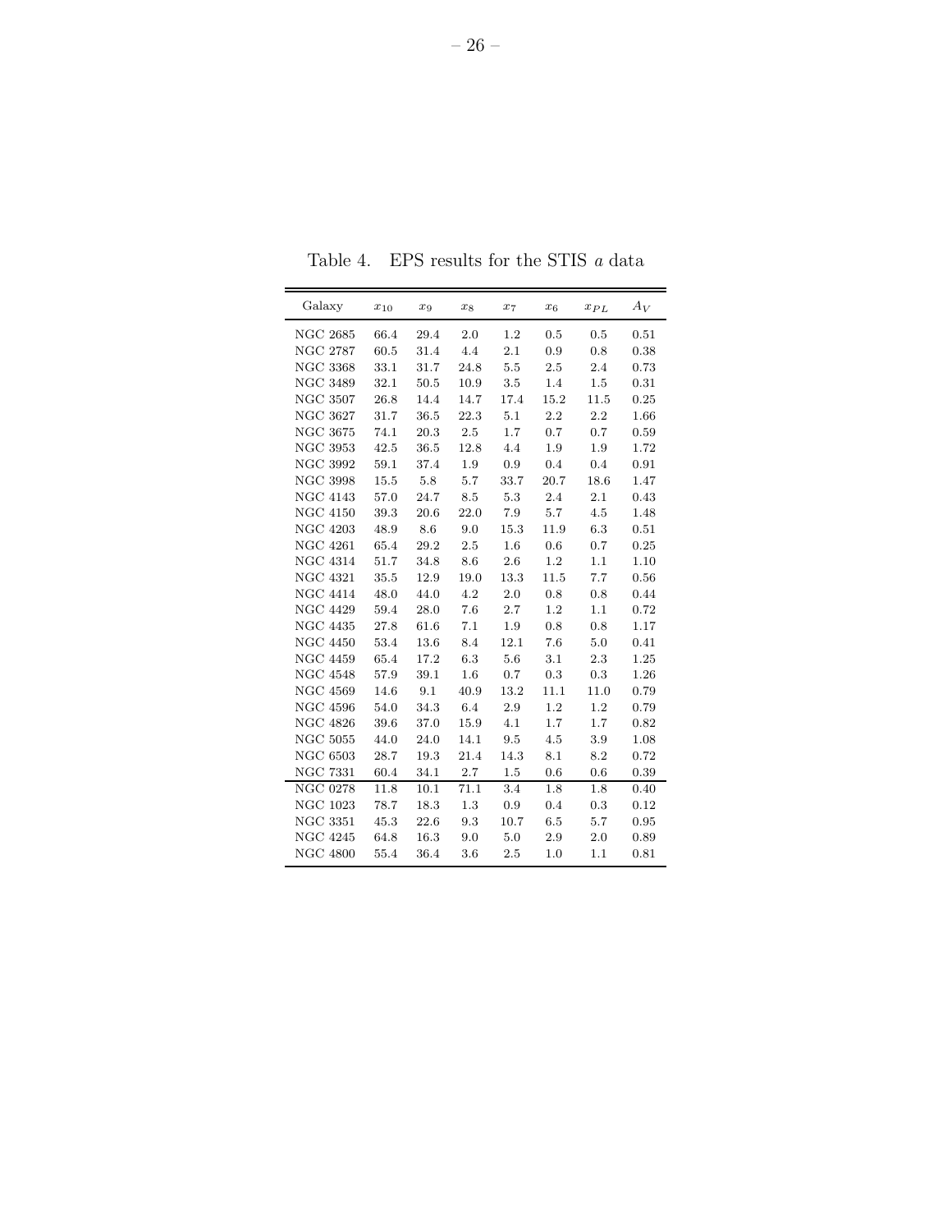Table 4. EPS results for the STIS *a* data

| Galaxy | $x_{10}$ | $x_9$ | $x_8$ | $x_7$ | $x_6$ | $x_{PL}$ | $A_V$ |
|---|---|---|---|---|---|---|---|
| NGC 2685 | 66.4 | 29.4 | 2.0 | 1.2 | 0.5 | 0.5 | 0.51 |
| NGC 2787 | 60.5 | 31.4 | 4.4 | 2.1 | 0.9 | 0.8 | 0.38 |
| NGC 3368 | 33.1 | 31.7 | 24.8 | 5.5 | 2.5 | 2.4 | 0.73 |
| NGC 3489 | 32.1 | 50.5 | 10.9 | 3.5 | 1.4 | 1.5 | 0.31 |
| NGC 3507 | 26.8 | 14.4 | 14.7 | 17.4 | 15.2 | 11.5 | 0.25 |
| NGC 3627 | 31.7 | 36.5 | 22.3 | 5.1 | 2.2 | 2.2 | 1.66 |
| NGC 3675 | 74.1 | 20.3 | 2.5 | 1.7 | 0.7 | 0.7 | 0.59 |
| NGC 3953 | 42.5 | 36.5 | 12.8 | 4.4 | 1.9 | 1.9 | 1.72 |
| NGC 3992 | 59.1 | 37.4 | 1.9 | 0.9 | 0.4 | 0.4 | 0.91 |
| NGC 3998 | 15.5 | 5.8 | 5.7 | 33.7 | 20.7 | 18.6 | 1.47 |
| NGC 4143 | 57.0 | 24.7 | 8.5 | 5.3 | 2.4 | 2.1 | 0.43 |
| NGC 4150 | 39.3 | 20.6 | 22.0 | 7.9 | 5.7 | 4.5 | 1.48 |
| NGC 4203 | 48.9 | 8.6 | 9.0 | 15.3 | 11.9 | 6.3 | 0.51 |
| NGC 4261 | 65.4 | 29.2 | 2.5 | 1.6 | 0.6 | 0.7 | 0.25 |
| NGC 4314 | 51.7 | 34.8 | 8.6 | 2.6 | 1.2 | 1.1 | 1.10 |
| NGC 4321 | 35.5 | 12.9 | 19.0 | 13.3 | 11.5 | 7.7 | 0.56 |
| NGC 4414 | 48.0 | 44.0 | 4.2 | 2.0 | 0.8 | 0.8 | 0.44 |
| NGC 4429 | 59.4 | 28.0 | 7.6 | 2.7 | 1.2 | 1.1 | 0.72 |
| NGC 4435 | 27.8 | 61.6 | 7.1 | 1.9 | 0.8 | 0.8 | 1.17 |
| NGC 4450 | 53.4 | 13.6 | 8.4 | 12.1 | 7.6 | 5.0 | 0.41 |
| NGC 4459 | 65.4 | 17.2 | 6.3 | 5.6 | 3.1 | 2.3 | 1.25 |
| NGC 4548 | 57.9 | 39.1 | 1.6 | 0.7 | 0.3 | 0.3 | 1.26 |
| NGC 4569 | 14.6 | 9.1 | 40.9 | 13.2 | 11.1 | 11.0 | 0.79 |
| NGC 4596 | 54.0 | 34.3 | 6.4 | 2.9 | 1.2 | 1.2 | 0.79 |
| NGC 4826 | 39.6 | 37.0 | 15.9 | 4.1 | 1.7 | 1.7 | 0.82 |
| NGC 5055 | 44.0 | 24.0 | 14.1 | 9.5 | 4.5 | 3.9 | 1.08 |
| NGC 6503 | 28.7 | 19.3 | 21.4 | 14.3 | 8.1 | 8.2 | 0.72 |
| NGC 7331 | 60.4 | 34.1 | 2.7 | 1.5 | 0.6 | 0.6 | 0.39 |
| NGC 0278 | 11.8 | 10.1 | 71.1 | 3.4 | 1.8 | 1.8 | 0.40 |
| NGC 1023 | 78.7 | 18.3 | 1.3 | 0.9 | 0.4 | 0.3 | 0.12 |
| NGC 3351 | 45.3 | 22.6 | 9.3 | 10.7 | 6.5 | 5.7 | 0.95 |
| NGC 4245 | 64.8 | 16.3 | 9.0 | 5.0 | 2.9 | 2.0 | 0.89 |
| NGC 4800 | 55.4 | 36.4 | 3.6 | 2.5 | 1.0 | 1.1 | 0.81 |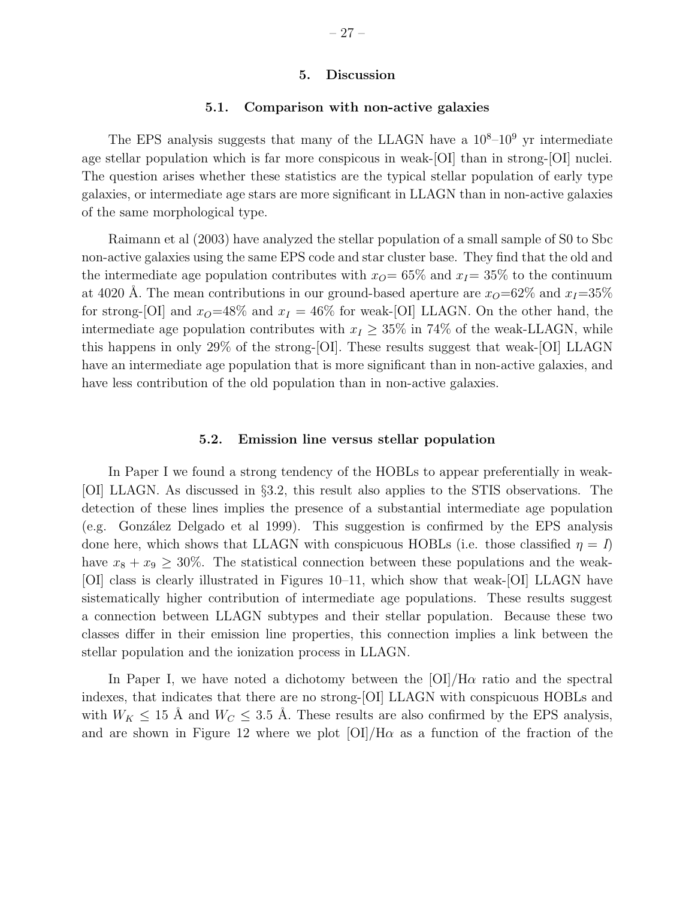## 5. Discussion

### 5.1. Comparison with non-active galaxies

The EPS analysis suggests that many of the LLAGN have a $10^8$–$10^9$ yr intermediate age stellar population which is far more conspicous in weak-[OI] than in strong-[OI] nuclei. The question arises whether these statistics are the typical stellar population of early type galaxies, or intermediate age stars are more significant in LLAGN than in non-active galaxies of the same morphological type.

Raimann et al (2003) have analyzed the stellar population of a small sample of S0 to Sbc non-active galaxies using the same EPS code and star cluster base. They find that the old and the intermediate age population contributes with $x_O$= 65% and $x_I$= 35% to the continuum at 4020 Å. The mean contributions in our ground-based aperture are $x_O$=62% and $x_I$=35% for strong-[OI] and $x_O$=48% and $x_I$ = 46% for weak-[OI] LLAGN. On the other hand, the intermediate age population contributes with $x_I \geq 35\%$ in 74% of the weak-LLAGN, while this happens in only 29% of the strong-[OI]. These results suggest that weak-[OI] LLAGN have an intermediate age population that is more significant than in non-active galaxies, and have less contribution of the old population than in non-active galaxies.

### 5.2. Emission line versus stellar population

In Paper I we found a strong tendency of the HOBLs to appear preferentially in weak-[OI] LLAGN. As discussed in §3.2, this result also applies to the STIS observations. The detection of these lines implies the presence of a substantial intermediate age population (e.g. González Delgado et al 1999). This suggestion is confirmed by the EPS analysis done here, which shows that LLAGN with conspicuous HOBLs (i.e. those classified $\eta = I$) have $x_8 + x_9 \geq 30\%$. The statistical connection between these populations and the weak-[OI] class is clearly illustrated in Figures 10–11, which show that weak-[OI] LLAGN have sistematically higher contribution of intermediate age populations. These results suggest a connection between LLAGN subtypes and their stellar population. Because these two classes differ in their emission line properties, this connection implies a link between the stellar population and the ionization process in LLAGN.

In Paper I, we have noted a dichotomy between the [OI]/H$\alpha$ ratio and the spectral indexes, that indicates that there are no strong-[OI] LLAGN with conspicuous HOBLs and with $W_K \leq 15$ Å and $W_C \leq 3.5$ Å. These results are also confirmed by the EPS analysis, and are shown in Figure 12 where we plot [OI]/H$\alpha$ as a function of the fraction of the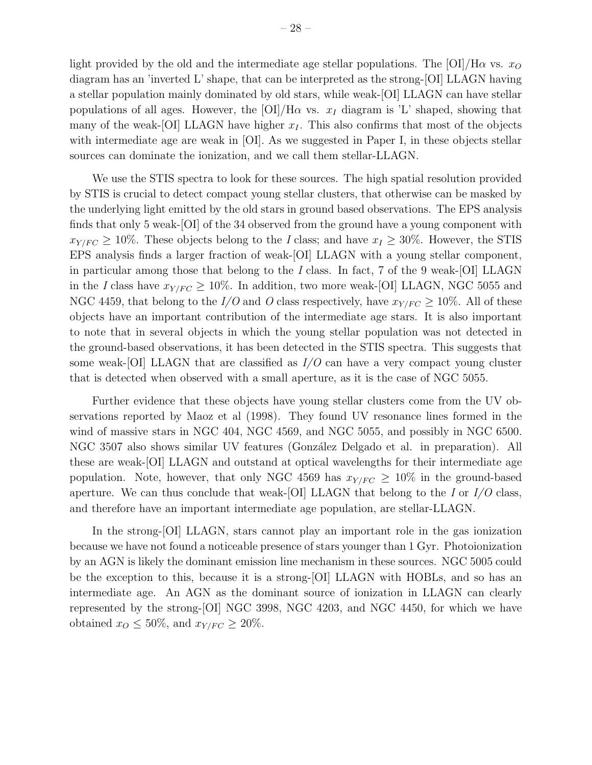light provided by the old and the intermediate age stellar populations. The [OI]/H$\alpha$ vs. $x_O$ diagram has an 'inverted L' shape, that can be interpreted as the strong-[OI] LLAGN having a stellar population mainly dominated by old stars, while weak-[OI] LLAGN can have stellar populations of all ages. However, the [OI]/H$\alpha$ vs. $x_I$ diagram is 'L' shaped, showing that many of the weak-[OI] LLAGN have higher $x_I$. This also confirms that most of the objects with intermediate age are weak in [OI]. As we suggested in Paper I, in these objects stellar sources can dominate the ionization, and we call them stellar-LLAGN.

We use the STIS spectra to look for these sources. The high spatial resolution provided by STIS is crucial to detect compact young stellar clusters, that otherwise can be masked by the underlying light emitted by the old stars in ground based observations. The EPS analysis finds that only 5 weak-[OI] of the 34 observed from the ground have a young component with $x_{Y/FC} \geq 10\%$. These objects belong to the *I* class; and have $x_I \geq 30\%$. However, the STIS EPS analysis finds a larger fraction of weak-[OI] LLAGN with a young stellar component, in particular among those that belong to the *I* class. In fact, 7 of the 9 weak-[OI] LLAGN in the *I* class have $x_{Y/FC} \geq 10\%$. In addition, two more weak-[OI] LLAGN, NGC 5055 and NGC 4459, that belong to the *I/O* and *O* class respectively, have $x_{Y/FC} \geq 10\%$. All of these objects have an important contribution of the intermediate age stars. It is also important to note that in several objects in which the young stellar population was not detected in the ground-based observations, it has been detected in the STIS spectra. This suggests that some weak-[OI] LLAGN that are classified as *I/O* can have a very compact young cluster that is detected when observed with a small aperture, as it is the case of NGC 5055.

Further evidence that these objects have young stellar clusters come from the UV observations reported by Maoz et al (1998). They found UV resonance lines formed in the wind of massive stars in NGC 404, NGC 4569, and NGC 5055, and possibly in NGC 6500. NGC 3507 also shows similar UV features (González Delgado et al. in preparation). All these are weak-[OI] LLAGN and outstand at optical wavelengths for their intermediate age population. Note, however, that only NGC 4569 has $x_{Y/FC} \geq 10\%$ in the ground-based aperture. We can thus conclude that weak-[OI] LLAGN that belong to the *I* or *I/O* class, and therefore have an important intermediate age population, are stellar-LLAGN.

In the strong-[OI] LLAGN, stars cannot play an important role in the gas ionization because we have not found a noticeable presence of stars younger than 1 Gyr. Photoionization by an AGN is likely the dominant emission line mechanism in these sources. NGC 5005 could be the exception to this, because it is a strong-[OI] LLAGN with HOBLs, and so has an intermediate age. An AGN as the dominant source of ionization in LLAGN can clearly represented by the strong-[OI] NGC 3998, NGC 4203, and NGC 4450, for which we have obtained $x_O \leq 50\%$, and $x_{Y/FC} \geq 20\%$.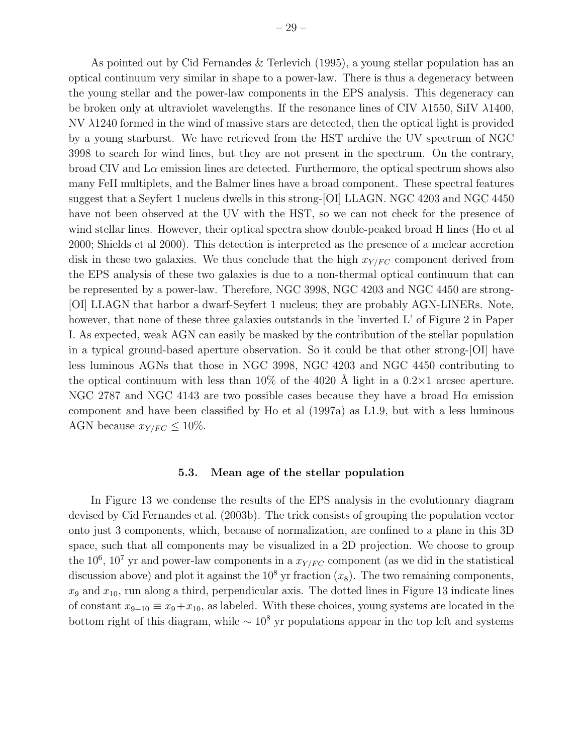As pointed out by Cid Fernandes & Terlevich (1995), a young stellar population has an optical continuum very similar in shape to a power-law. There is thus a degeneracy between the young stellar and the power-law components in the EPS analysis. This degeneracy can be broken only at ultraviolet wavelengths. If the resonance lines of CIV $\lambda$1550, SiIV $\lambda$1400, NV $\lambda$1240 formed in the wind of massive stars are detected, then the optical light is provided by a young starburst. We have retrieved from the HST archive the UV spectrum of NGC 3998 to search for wind lines, but they are not present in the spectrum. On the contrary, broad CIV and L$\alpha$ emission lines are detected. Furthermore, the optical spectrum shows also many FeII multiplets, and the Balmer lines have a broad component. These spectral features suggest that a Seyfert 1 nucleus dwells in this strong-[OI] LLAGN. NGC 4203 and NGC 4450 have not been observed at the UV with the HST, so we can not check for the presence of wind stellar lines. However, their optical spectra show double-peaked broad H lines (Ho et al 2000; Shields et al 2000). This detection is interpreted as the presence of a nuclear accretion disk in these two galaxies. We thus conclude that the high $x_{Y/FC}$ component derived from the EPS analysis of these two galaxies is due to a non-thermal optical continuum that can be represented by a power-law. Therefore, NGC 3998, NGC 4203 and NGC 4450 are strong-[OI] LLAGN that harbor a dwarf-Seyfert 1 nucleus; they are probably AGN-LINERs. Note, however, that none of these three galaxies outstands in the 'inverted L' of Figure 2 in Paper I. As expected, weak AGN can easily be masked by the contribution of the stellar population in a typical ground-based aperture observation. So it could be that other strong-[OI] have less luminous AGNs that those in NGC 3998, NGC 4203 and NGC 4450 contributing to the optical continuum with less than 10% of the 4020 Å light in a 0.2×1 arcsec aperture. NGC 2787 and NGC 4143 are two possible cases because they have a broad H$\alpha$ emission component and have been classified by Ho et al (1997a) as L1.9, but with a less luminous AGN because $x_{Y/FC} \leq 10\%$.

### 5.3. Mean age of the stellar population

In Figure 13 we condense the results of the EPS analysis in the evolutionary diagram devised by Cid Fernandes et al. (2003b). The trick consists of grouping the population vector onto just 3 components, which, because of normalization, are confined to a plane in this 3D space, such that all components may be visualized in a 2D projection. We choose to group the $10^6$, $10^7$ yr and power-law components in a $x_{Y/FC}$ component (as we did in the statistical discussion above) and plot it against the $10^8$ yr fraction ($x_8$). The two remaining components, $x_9$ and $x_{10}$, run along a third, perpendicular axis. The dotted lines in Figure 13 indicate lines of constant $x_{9+10} \equiv x_9 + x_{10}$, as labeled. With these choices, young systems are located in the bottom right of this diagram, while $\sim 10^8$ yr populations appear in the top left and systems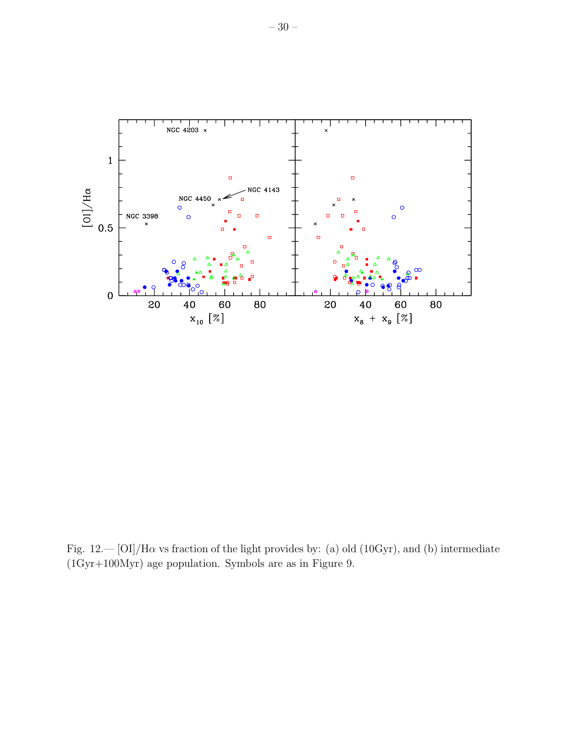Fig. 12.— [OI]/Hα vs fraction of the light provides by: (a) old (10Gyr), and (b) intermediate (1Gyr+100Myr) age population. Symbols are as in Figure 9.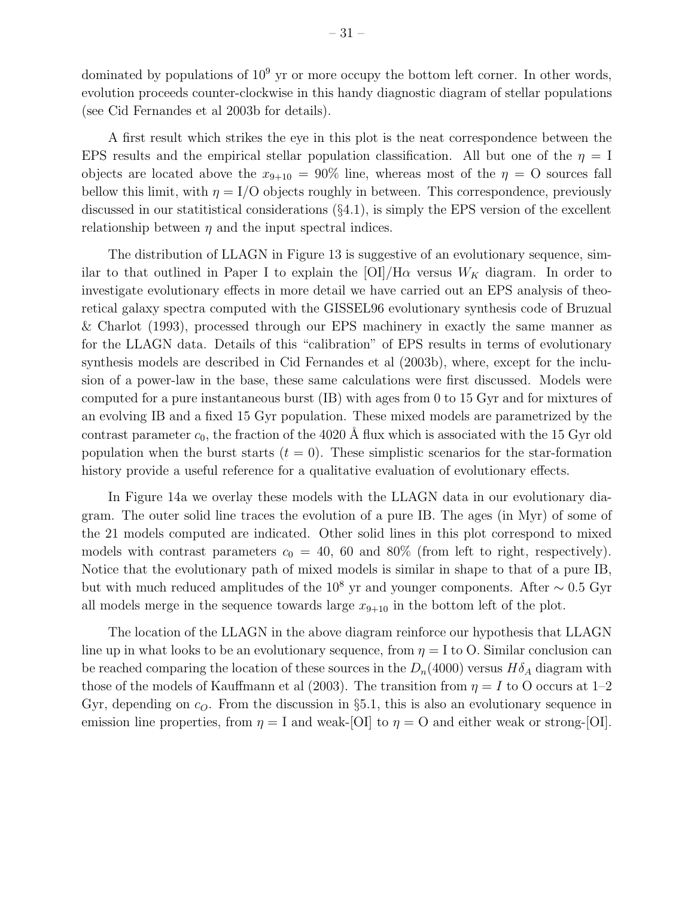dominated by populations of $10^9$ yr or more occupy the bottom left corner. In other words, evolution proceeds counter-clockwise in this handy diagnostic diagram of stellar populations (see Cid Fernandes et al 2003b for details).

A first result which strikes the eye in this plot is the neat correspondence between the EPS results and the empirical stellar population classification. All but one of the $\eta$ = I objects are located above the $x_{9+10} = 90\%$ line, whereas most of the $\eta$ = O sources fall bellow this limit, with $\eta$ = I/O objects roughly in between. This correspondence, previously discussed in our statitistical considerations (§4.1), is simply the EPS version of the excellent relationship between $\eta$ and the input spectral indices.

The distribution of LLAGN in Figure 13 is suggestive of an evolutionary sequence, similar to that outlined in Paper I to explain the [OI]/H$\alpha$ versus $W_K$ diagram. In order to investigate evolutionary effects in more detail we have carried out an EPS analysis of theoretical galaxy spectra computed with the GISSEL96 evolutionary synthesis code of Bruzual & Charlot (1993), processed through our EPS machinery in exactly the same manner as for the LLAGN data. Details of this "calibration" of EPS results in terms of evolutionary synthesis models are described in Cid Fernandes et al (2003b), where, except for the inclusion of a power-law in the base, these same calculations were first discussed. Models were computed for a pure instantaneous burst (IB) with ages from 0 to 15 Gyr and for mixtures of an evolving IB and a fixed 15 Gyr population. These mixed models are parametrized by the contrast parameter $c_0$, the fraction of the 4020 Å flux which is associated with the 15 Gyr old population when the burst starts ($t = 0$). These simplistic scenarios for the star-formation history provide a useful reference for a qualitative evaluation of evolutionary effects.

In Figure 14a we overlay these models with the LLAGN data in our evolutionary diagram. The outer solid line traces the evolution of a pure IB. The ages (in Myr) of some of the 21 models computed are indicated. Other solid lines in this plot correspond to mixed models with contrast parameters $c_0$ = 40, 60 and 80% (from left to right, respectively). Notice that the evolutionary path of mixed models is similar in shape to that of a pure IB, but with much reduced amplitudes of the $10^8$ yr and younger components. After $\sim 0.5$ Gyr all models merge in the sequence towards large $x_{9+10}$ in the bottom left of the plot.

The location of the LLAGN in the above diagram reinforce our hypothesis that LLAGN line up in what looks to be an evolutionary sequence, from $\eta$ = I to O. Similar conclusion can be reached comparing the location of these sources in the $D_n(4000)$ versus $H\delta_A$ diagram with those of the models of Kauffmann et al (2003). The transition from $\eta = I$ to O occurs at 1–2 Gyr, depending on $c_O$. From the discussion in §5.1, this is also an evolutionary sequence in emission line properties, from $\eta$ = I and weak-[OI] to $\eta$ = O and either weak or strong-[OI].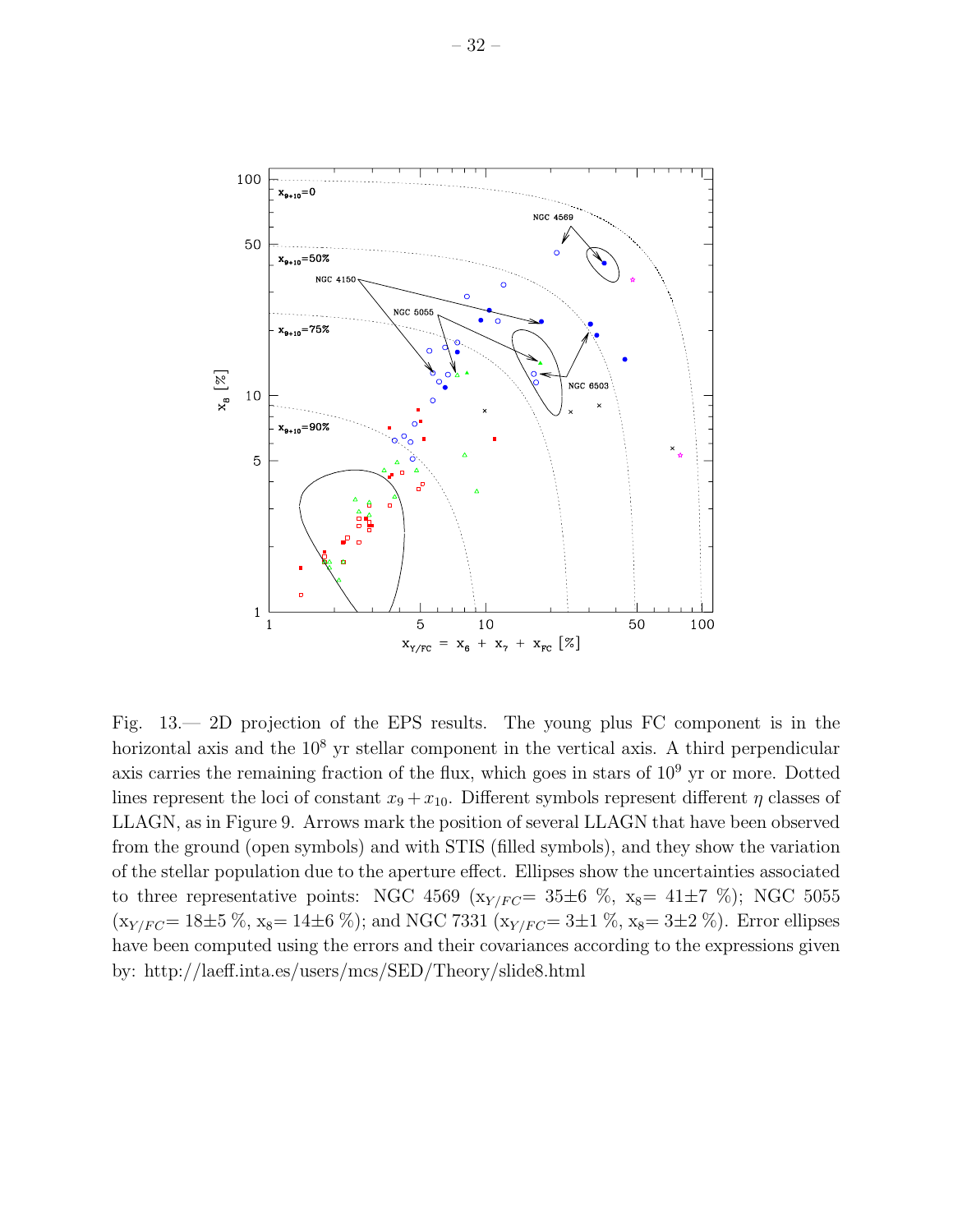Fig. 13.— 2D projection of the EPS results. The young plus FC component is in the horizontal axis and the $10^8$ yr stellar component in the vertical axis. A third perpendicular axis carries the remaining fraction of the flux, which goes in stars of $10^9$ yr or more. Dotted lines represent the loci of constant $x_9 + x_{10}$. Different symbols represent different $\eta$ classes of LLAGN, as in Figure 9. Arrows mark the position of several LLAGN that have been observed from the ground (open symbols) and with STIS (filled symbols), and they show the variation of the stellar population due to the aperture effect. Ellipses show the uncertainties associated to three representative points: NGC 4569 ($x_{Y/FC}$= 35±6 %, $x_8$= 41±7 %); NGC 5055 ($x_{Y/FC}$= 18±5 %, $x_8$= 14±6 %); and NGC 7331 ($x_{Y/FC}$= 3±1 %, $x_8$= 3±2 %). Error ellipses have been computed using the errors and their covariances according to the expressions given by: http://laeff.inta.es/users/mcs/SED/Theory/slide8.html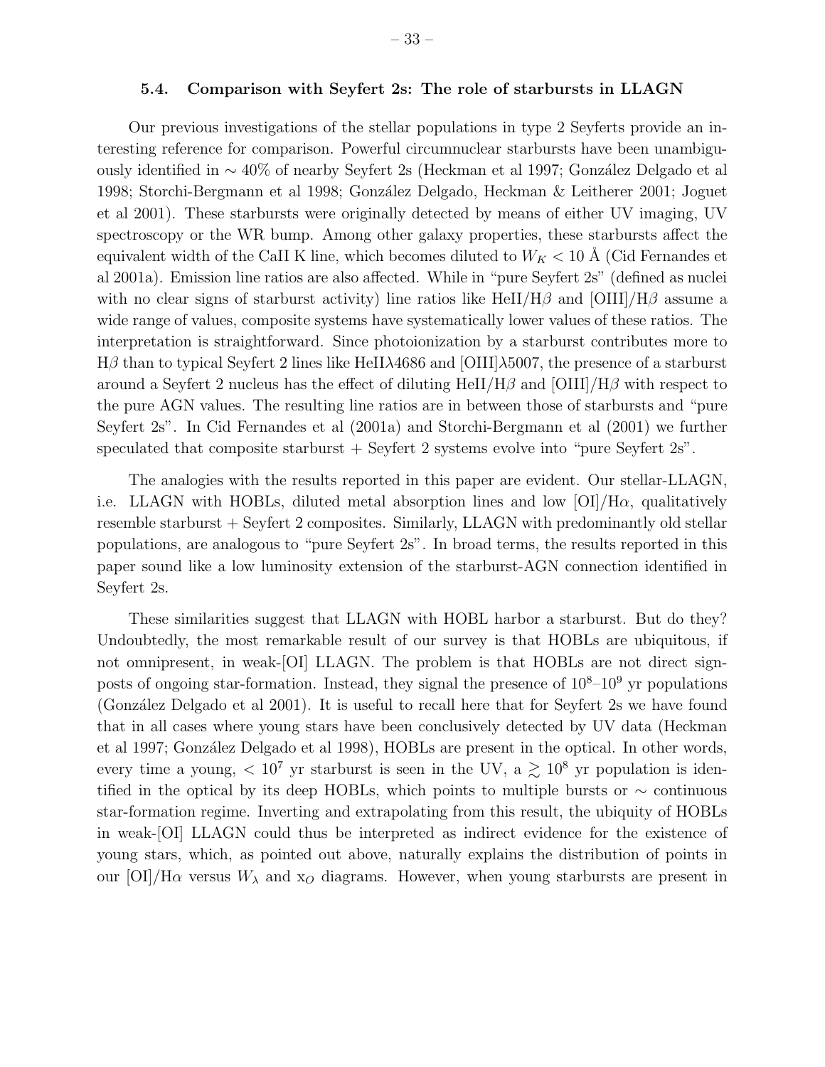### 5.4. Comparison with Seyfert 2s: The role of starbursts in LLAGN

Our previous investigations of the stellar populations in type 2 Seyferts provide an interesting reference for comparison. Powerful circumnuclear starbursts have been unambiguously identified in $\sim 40\%$ of nearby Seyfert 2s (Heckman et al 1997; González Delgado et al 1998; Storchi-Bergmann et al 1998; González Delgado, Heckman & Leitherer 2001; Joguet et al 2001). These starbursts were originally detected by means of either UV imaging, UV spectroscopy or the WR bump. Among other galaxy properties, these starbursts affect the equivalent width of the CaII K line, which becomes diluted to $W_K < 10$ Å (Cid Fernandes et al 2001a). Emission line ratios are also affected. While in "pure Seyfert 2s" (defined as nuclei with no clear signs of starburst activity) line ratios like HeII/H$\beta$ and [OIII]/H$\beta$ assume a wide range of values, composite systems have systematically lower values of these ratios. The interpretation is straightforward. Since photoionization by a starburst contributes more to H$\beta$ than to typical Seyfert 2 lines like HeII$\lambda$4686 and [OIII]$\lambda$5007, the presence of a starburst around a Seyfert 2 nucleus has the effect of diluting HeII/H$\beta$ and [OIII]/H$\beta$ with respect to the pure AGN values. The resulting line ratios are in between those of starbursts and "pure Seyfert 2s". In Cid Fernandes et al (2001a) and Storchi-Bergmann et al (2001) we further speculated that composite starburst + Seyfert 2 systems evolve into "pure Seyfert 2s".

The analogies with the results reported in this paper are evident. Our stellar-LLAGN, i.e. LLAGN with HOBLs, diluted metal absorption lines and low [OI]/H$\alpha$, qualitatively resemble starburst + Seyfert 2 composites. Similarly, LLAGN with predominantly old stellar populations, are analogous to "pure Seyfert 2s". In broad terms, the results reported in this paper sound like a low luminosity extension of the starburst-AGN connection identified in Seyfert 2s.

These similarities suggest that LLAGN with HOBL harbor a starburst. But do they? Undoubtedly, the most remarkable result of our survey is that HOBLs are ubiquitous, if not omnipresent, in weak-[OI] LLAGN. The problem is that HOBLs are not direct signposts of ongoing star-formation. Instead, they signal the presence of $10^8$–$10^9$ yr populations (González Delgado et al 2001). It is useful to recall here that for Seyfert 2s we have found that in all cases where young stars have been conclusively detected by UV data (Heckman et al 1997; González Delgado et al 1998), HOBLs are present in the optical. In other words, every time a young, $< 10^7$ yr starburst is seen in the UV, a $\gtrsim 10^8$ yr population is identified in the optical by its deep HOBLs, which points to multiple bursts or $\sim$ continuous star-formation regime. Inverting and extrapolating from this result, the ubiquity of HOBLs in weak-[OI] LLAGN could thus be interpreted as indirect evidence for the existence of young stars, which, as pointed out above, naturally explains the distribution of points in our [OI]/H$\alpha$ versus $W_\lambda$ and $x_O$ diagrams. However, when young starbursts are present in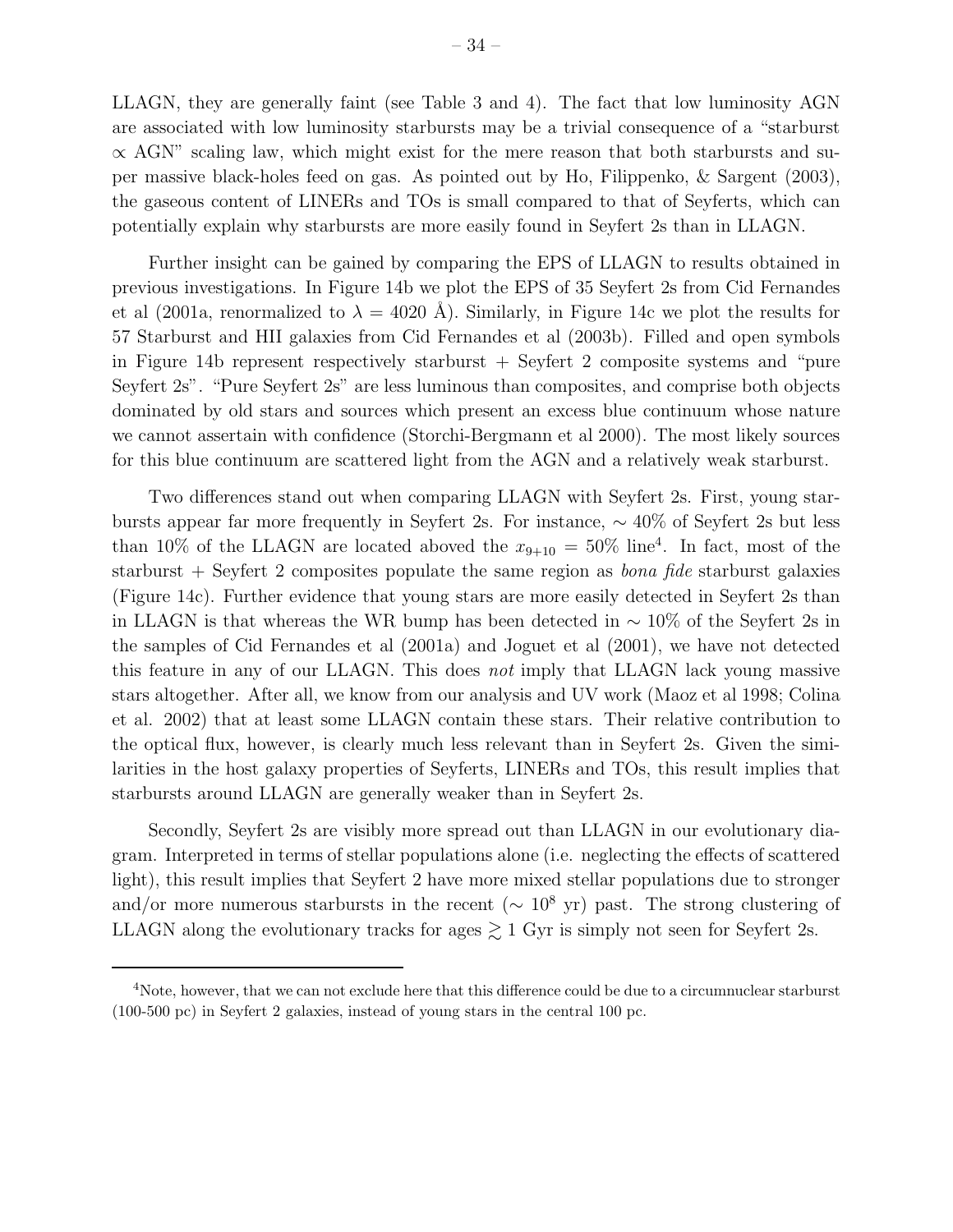LLAGN, they are generally faint (see Table 3 and 4). The fact that low luminosity AGN are associated with low luminosity starbursts may be a trivial consequence of a "starburst $\propto$ AGN" scaling law, which might exist for the mere reason that both starbursts and super massive black-holes feed on gas. As pointed out by Ho, Filippenko, & Sargent (2003), the gaseous content of LINERs and TOs is small compared to that of Seyferts, which can potentially explain why starbursts are more easily found in Seyfert 2s than in LLAGN.

Further insight can be gained by comparing the EPS of LLAGN to results obtained in previous investigations. In Figure 14b we plot the EPS of 35 Seyfert 2s from Cid Fernandes et al (2001a, renormalized to $\lambda = 4020$ Å). Similarly, in Figure 14c we plot the results for 57 Starburst and HII galaxies from Cid Fernandes et al (2003b). Filled and open symbols in Figure 14b represent respectively starburst + Seyfert 2 composite systems and "pure Seyfert 2s". "Pure Seyfert 2s" are less luminous than composites, and comprise both objects dominated by old stars and sources which present an excess blue continuum whose nature we cannot assertain with confidence (Storchi-Bergmann et al 2000). The most likely sources for this blue continuum are scattered light from the AGN and a relatively weak starburst.

Two differences stand out when comparing LLAGN with Seyfert 2s. First, young starbursts appear far more frequently in Seyfert 2s. For instance, $\sim 40\%$ of Seyfert 2s but less than 10% of the LLAGN are located aboved the $x_{9+10} = 50\%$ line[4]. In fact, most of the starburst + Seyfert 2 composites populate the same region as *bona fide* starburst galaxies (Figure 14c). Further evidence that young stars are more easily detected in Seyfert 2s than in LLAGN is that whereas the WR bump has been detected in $\sim 10\%$ of the Seyfert 2s in the samples of Cid Fernandes et al (2001a) and Joguet et al (2001), we have not detected this feature in any of our LLAGN. This does *not* imply that LLAGN lack young massive stars altogether. After all, we know from our analysis and UV work (Maoz et al 1998; Colina et al. 2002) that at least some LLAGN contain these stars. Their relative contribution to the optical flux, however, is clearly much less relevant than in Seyfert 2s. Given the similarities in the host galaxy properties of Seyferts, LINERs and TOs, this result implies that starbursts around LLAGN are generally weaker than in Seyfert 2s.

Secondly, Seyfert 2s are visibly more spread out than LLAGN in our evolutionary diagram. Interpreted in terms of stellar populations alone (i.e. neglecting the effects of scattered light), this result implies that Seyfert 2 have more mixed stellar populations due to stronger and/or more numerous starbursts in the recent ($\sim 10^8$ yr) past. The strong clustering of LLAGN along the evolutionary tracks for ages $\gtrsim 1$ Gyr is simply not seen for Seyfert 2s.

---

[4]Note, however, that we can not exclude here that this difference could be due to a circumnuclear starburst (100-500 pc) in Seyfert 2 galaxies, instead of young stars in the central 100 pc.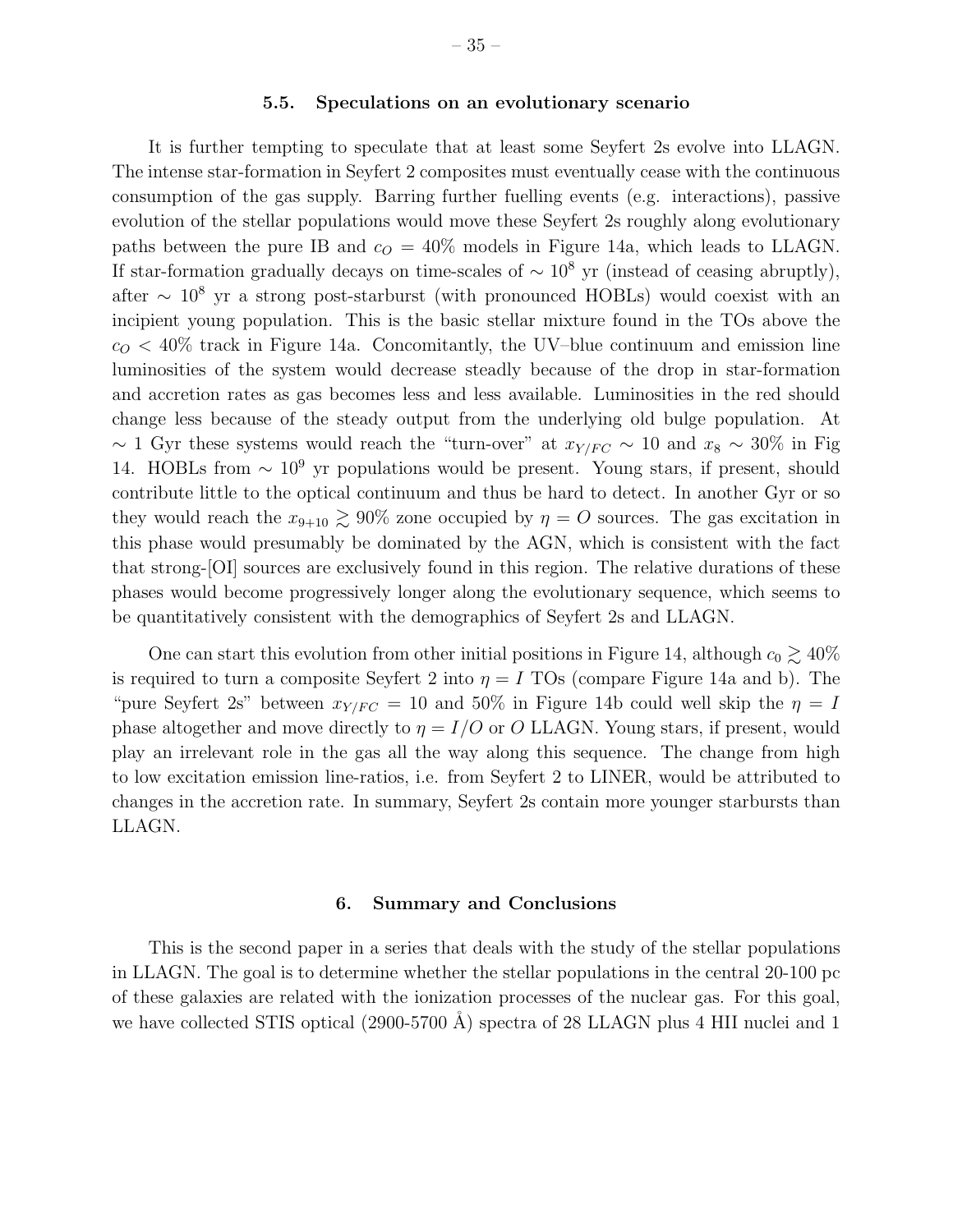### 5.5. Speculations on an evolutionary scenario

It is further tempting to speculate that at least some Seyfert 2s evolve into LLAGN. The intense star-formation in Seyfert 2 composites must eventually cease with the continuous consumption of the gas supply. Barring further fuelling events (e.g. interactions), passive evolution of the stellar populations would move these Seyfert 2s roughly along evolutionary paths between the pure IB and $c_O = 40\%$ models in Figure 14a, which leads to LLAGN. If star-formation gradually decays on time-scales of $\sim 10^8$ yr (instead of ceasing abruptly), after $\sim 10^8$ yr a strong post-starburst (with pronounced HOBLs) would coexist with an incipient young population. This is the basic stellar mixture found in the TOs above the $c_O < 40\%$ track in Figure 14a. Concomitantly, the UV–blue continuum and emission line luminosities of the system would decrease steadly because of the drop in star-formation and accretion rates as gas becomes less and less available. Luminosities in the red should change less because of the steady output from the underlying old bulge population. At $\sim 1$ Gyr these systems would reach the "turn-over" at $x_{Y/FC} \sim 10$ and $x_8 \sim 30\%$ in Fig 14. HOBLs from $\sim 10^9$ yr populations would be present. Young stars, if present, should contribute little to the optical continuum and thus be hard to detect. In another Gyr or so they would reach the $x_{9+10} \gtrsim 90\%$ zone occupied by $\eta = O$ sources. The gas excitation in this phase would presumably be dominated by the AGN, which is consistent with the fact that strong-[OI] sources are exclusively found in this region. The relative durations of these phases would become progressively longer along the evolutionary sequence, which seems to be quantitatively consistent with the demographics of Seyfert 2s and LLAGN.

One can start this evolution from other initial positions in Figure 14, although $c_0 \gtrsim 40\%$ is required to turn a composite Seyfert 2 into $\eta = I$ TOs (compare Figure 14a and b). The "pure Seyfert 2s" between $x_{Y/FC} = 10$ and 50% in Figure 14b could well skip the $\eta = I$ phase altogether and move directly to $\eta = I/O$ or $O$ LLAGN. Young stars, if present, would play an irrelevant role in the gas all the way along this sequence. The change from high to low excitation emission line-ratios, i.e. from Seyfert 2 to LINER, would be attributed to changes in the accretion rate. In summary, Seyfert 2s contain more younger starbursts than LLAGN.

## 6. Summary and Conclusions

This is the second paper in a series that deals with the study of the stellar populations in LLAGN. The goal is to determine whether the stellar populations in the central 20-100 pc of these galaxies are related with the ionization processes of the nuclear gas. For this goal, we have collected STIS optical (2900-5700 Å) spectra of 28 LLAGN plus 4 HII nuclei and 1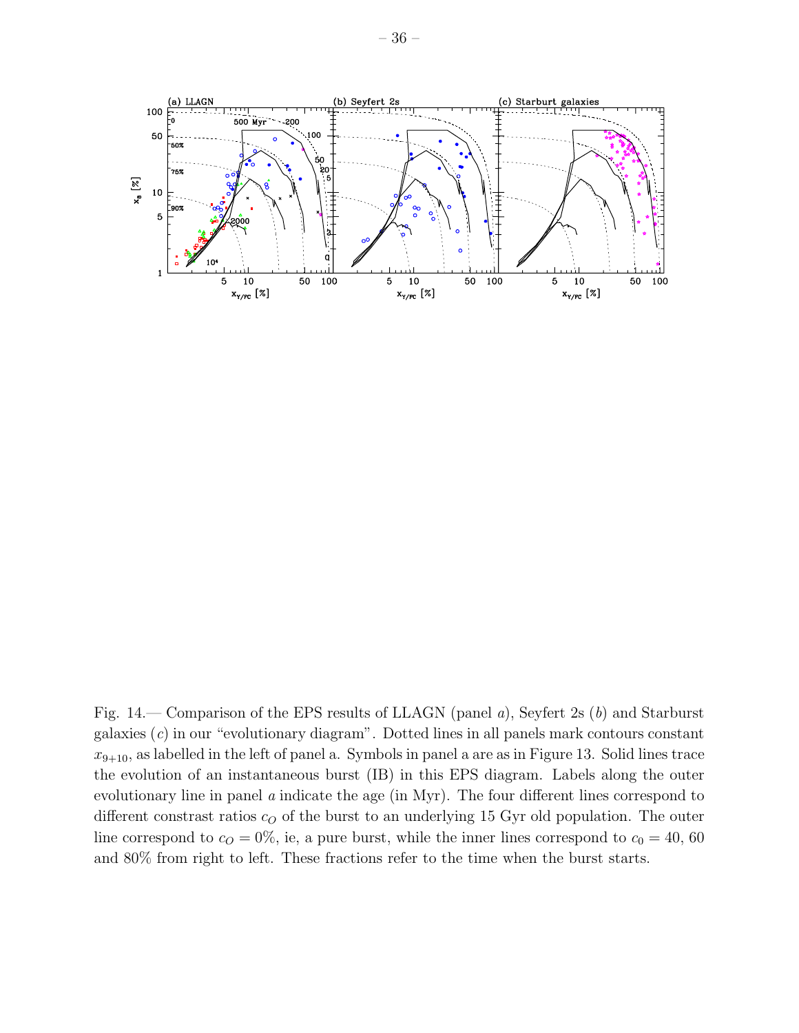Fig. 14.— Comparison of the EPS results of LLAGN (panel *a*), Seyfert 2s (*b*) and Starburst galaxies (*c*) in our "evolutionary diagram". Dotted lines in all panels mark contours constant $x_{9+10}$, as labelled in the left of panel a. Symbols in panel a are as in Figure 13. Solid lines trace the evolution of an instantaneous burst (IB) in this EPS diagram. Labels along the outer evolutionary line in panel *a* indicate the age (in Myr). The four different lines correspond to different constrast ratios $c_O$ of the burst to an underlying 15 Gyr old population. The outer line correspond to $c_O = 0\%$, ie, a pure burst, while the inner lines correspond to $c_0 = 40$, 60 and 80% from right to left. These fractions refer to the time when the burst starts.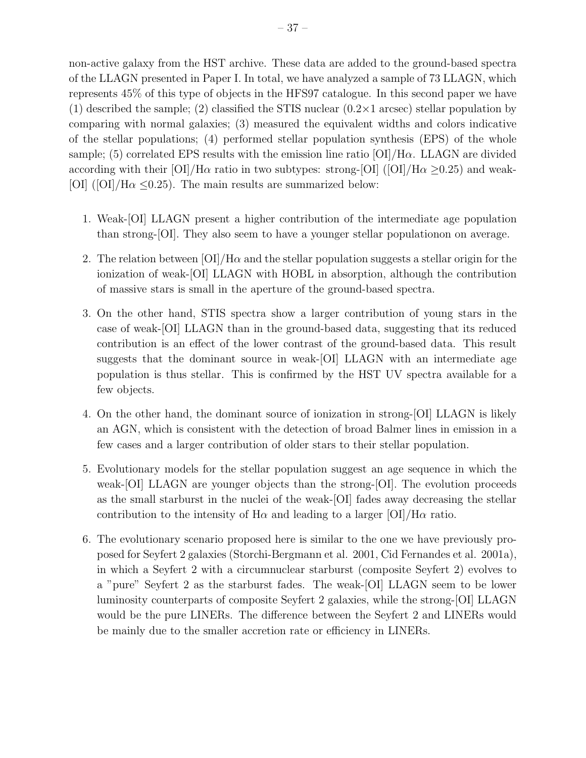non-active galaxy from the HST archive. These data are added to the ground-based spectra of the LLAGN presented in Paper I. In total, we have analyzed a sample of 73 LLAGN, which represents 45% of this type of objects in the HFS97 catalogue. In this second paper we have (1) described the sample; (2) classified the STIS nuclear ($0.2\times1$ arcsec) stellar population by comparing with normal galaxies; (3) measured the equivalent widths and colors indicative of the stellar populations; (4) performed stellar population synthesis (EPS) of the whole sample; (5) correlated EPS results with the emission line ratio [OI]/H$\alpha$. LLAGN are divided according with their [OI]/H$\alpha$ ratio in two subtypes: strong-[OI] ([OI]/H$\alpha$ $\geq$0.25) and weak-[OI] ([OI]/H$\alpha$ $\leq$0.25). The main results are summarized below:

1. Weak-[OI] LLAGN present a higher contribution of the intermediate age population than strong-[OI]. They also seem to have a younger stellar populationon on average.

2. The relation between [OI]/H$\alpha$ and the stellar population suggests a stellar origin for the ionization of weak-[OI] LLAGN with HOBL in absorption, although the contribution of massive stars is small in the aperture of the ground-based spectra.

3. On the other hand, STIS spectra show a larger contribution of young stars in the case of weak-[OI] LLAGN than in the ground-based data, suggesting that its reduced contribution is an effect of the lower contrast of the ground-based data. This result suggests that the dominant source in weak-[OI] LLAGN with an intermediate age population is thus stellar. This is confirmed by the HST UV spectra available for a few objects.

4. On the other hand, the dominant source of ionization in strong-[OI] LLAGN is likely an AGN, which is consistent with the detection of broad Balmer lines in emission in a few cases and a larger contribution of older stars to their stellar population.

5. Evolutionary models for the stellar population suggest an age sequence in which the weak-[OI] LLAGN are younger objects than the strong-[OI]. The evolution proceeds as the small starburst in the nuclei of the weak-[OI] fades away decreasing the stellar contribution to the intensity of H$\alpha$ and leading to a larger [OI]/H$\alpha$ ratio.

6. The evolutionary scenario proposed here is similar to the one we have previously proposed for Seyfert 2 galaxies (Storchi-Bergmann et al. 2001, Cid Fernandes et al. 2001a), in which a Seyfert 2 with a circumnuclear starburst (composite Seyfert 2) evolves to a "pure" Seyfert 2 as the starburst fades. The weak-[OI] LLAGN seem to be lower luminosity counterparts of composite Seyfert 2 galaxies, while the strong-[OI] LLAGN would be the pure LINERs. The difference between the Seyfert 2 and LINERs would be mainly due to the smaller accretion rate or efficiency in LINERs.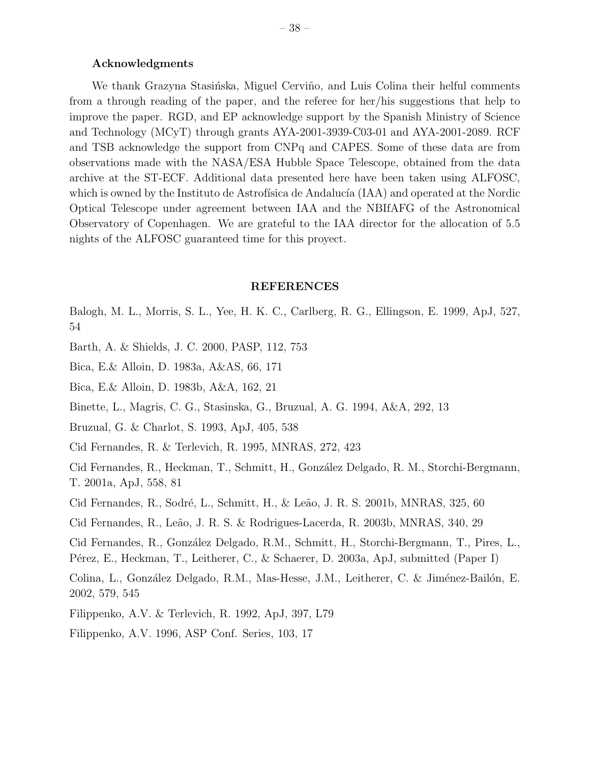### Acknowledgments

We thank Grazyna Stasińska, Miguel Cerviño, and Luis Colina their helful comments from a through reading of the paper, and the referee for her/his suggestions that help to improve the paper. RGD, and EP acknowledge support by the Spanish Ministry of Science and Technology (MCyT) through grants AYA-2001-3939-C03-01 and AYA-2001-2089. RCF and TSB acknowledge the support from CNPq and CAPES. Some of these data are from observations made with the NASA/ESA Hubble Space Telescope, obtained from the data archive at the ST-ECF. Additional data presented here have been taken using ALFOSC, which is owned by the Instituto de Astrofísica de Andalucía (IAA) and operated at the Nordic Optical Telescope under agreement between IAA and the NBIfAFG of the Astronomical Observatory of Copenhagen. We are grateful to the IAA director for the allocation of 5.5 nights of the ALFOSC guaranteed time for this proyect.

## REFERENCES

Balogh, M. L., Morris, S. L., Yee, H. K. C., Carlberg, R. G., Ellingson, E. 1999, ApJ, 527, 54

Barth, A. & Shields, J. C. 2000, PASP, 112, 753

Bica, E.& Alloin, D. 1983a, A&AS, 66, 171

Bica, E.& Alloin, D. 1983b, A&A, 162, 21

Binette, L., Magris, C. G., Stasinska, G., Bruzual, A. G. 1994, A&A, 292, 13

Bruzual, G. & Charlot, S. 1993, ApJ, 405, 538

Cid Fernandes, R. & Terlevich, R. 1995, MNRAS, 272, 423

Cid Fernandes, R., Heckman, T., Schmitt, H., González Delgado, R. M., Storchi-Bergmann, T. 2001a, ApJ, 558, 81

Cid Fernandes, R., Sodré, L., Schmitt, H., & Leão, J. R. S. 2001b, MNRAS, 325, 60

Cid Fernandes, R., Leão, J. R. S. & Rodrigues-Lacerda, R. 2003b, MNRAS, 340, 29

Cid Fernandes, R., González Delgado, R.M., Schmitt, H., Storchi-Bergmann, T., Pires, L., Pérez, E., Heckman, T., Leitherer, C., & Schaerer, D. 2003a, ApJ, submitted (Paper I)

Colina, L., González Delgado, R.M., Mas-Hesse, J.M., Leitherer, C. & Jiménez-Bailón, E. 2002, 579, 545

Filippenko, A.V. & Terlevich, R. 1992, ApJ, 397, L79

Filippenko, A.V. 1996, ASP Conf. Series, 103, 17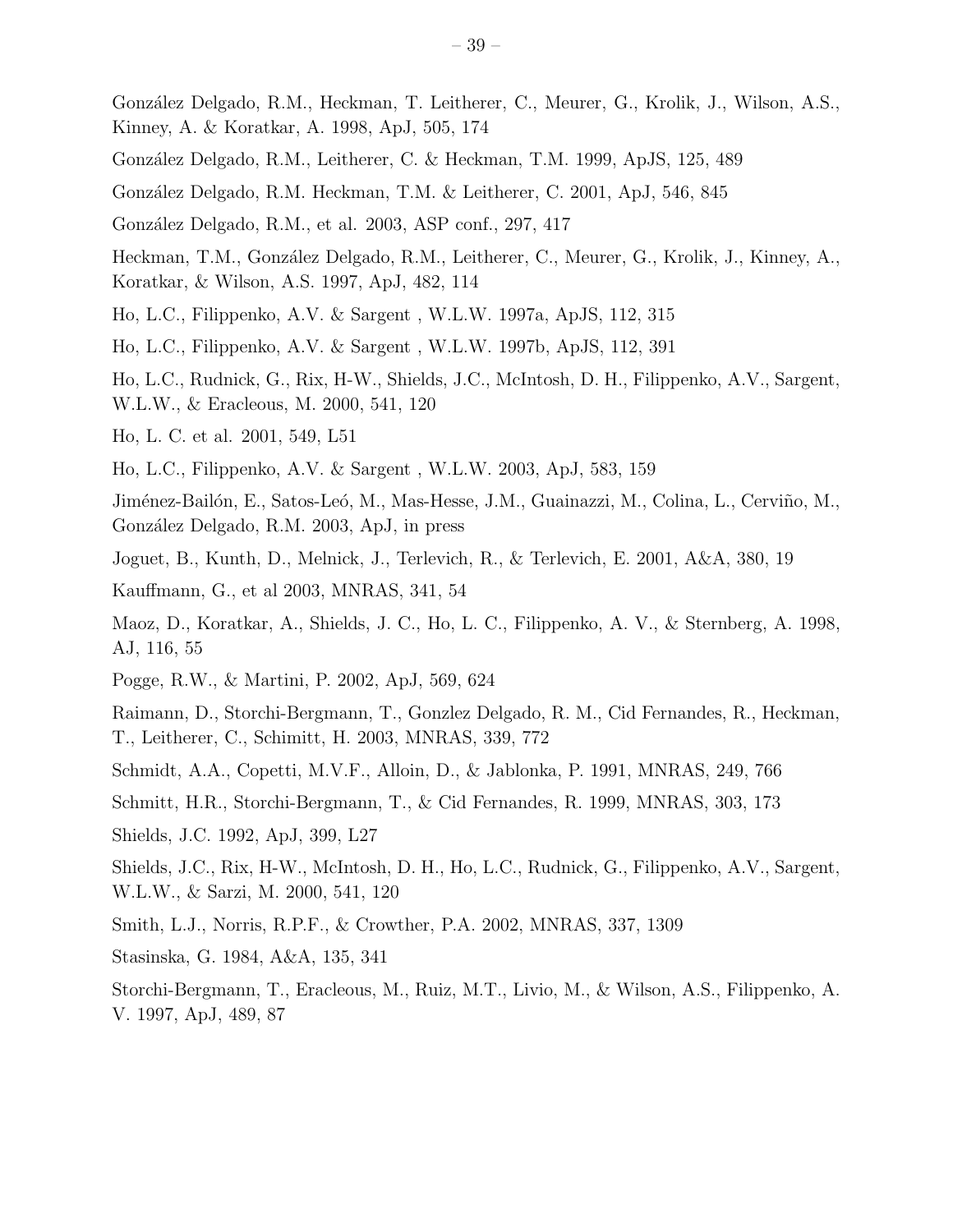González Delgado, R.M., Heckman, T. Leitherer, C., Meurer, G., Krolik, J., Wilson, A.S., Kinney, A. & Koratkar, A. 1998, ApJ, 505, 174

González Delgado, R.M., Leitherer, C. & Heckman, T.M. 1999, ApJS, 125, 489

González Delgado, R.M. Heckman, T.M. & Leitherer, C. 2001, ApJ, 546, 845

González Delgado, R.M., et al. 2003, ASP conf., 297, 417

Heckman, T.M., González Delgado, R.M., Leitherer, C., Meurer, G., Krolik, J., Kinney, A., Koratkar, & Wilson, A.S. 1997, ApJ, 482, 114

Ho, L.C., Filippenko, A.V. & Sargent , W.L.W. 1997a, ApJS, 112, 315

Ho, L.C., Filippenko, A.V. & Sargent , W.L.W. 1997b, ApJS, 112, 391

Ho, L.C., Rudnick, G., Rix, H-W., Shields, J.C., McIntosh, D. H., Filippenko, A.V., Sargent, W.L.W., & Eracleous, M. 2000, 541, 120

Ho, L. C. et al. 2001, 549, L51

Ho, L.C., Filippenko, A.V. & Sargent , W.L.W. 2003, ApJ, 583, 159

Jiménez-Bailón, E., Satos-Leó, M., Mas-Hesse, J.M., Guainazzi, M., Colina, L., Cerviño, M., González Delgado, R.M. 2003, ApJ, in press

Joguet, B., Kunth, D., Melnick, J., Terlevich, R., & Terlevich, E. 2001, A&A, 380, 19

Kauffmann, G., et al 2003, MNRAS, 341, 54

Maoz, D., Koratkar, A., Shields, J. C., Ho, L. C., Filippenko, A. V., & Sternberg, A. 1998, AJ, 116, 55

Pogge, R.W., & Martini, P. 2002, ApJ, 569, 624

Raimann, D., Storchi-Bergmann, T., Gonzlez Delgado, R. M., Cid Fernandes, R., Heckman, T., Leitherer, C., Schimitt, H. 2003, MNRAS, 339, 772

Schmidt, A.A., Copetti, M.V.F., Alloin, D., & Jablonka, P. 1991, MNRAS, 249, 766

Schmitt, H.R., Storchi-Bergmann, T., & Cid Fernandes, R. 1999, MNRAS, 303, 173

Shields, J.C. 1992, ApJ, 399, L27

Shields, J.C., Rix, H-W., McIntosh, D. H., Ho, L.C., Rudnick, G., Filippenko, A.V., Sargent, W.L.W., & Sarzi, M. 2000, 541, 120

Smith, L.J., Norris, R.P.F., & Crowther, P.A. 2002, MNRAS, 337, 1309

Stasinska, G. 1984, A&A, 135, 341

Storchi-Bergmann, T., Eracleous, M., Ruiz, M.T., Livio, M., & Wilson, A.S., Filippenko, A. V. 1997, ApJ, 489, 87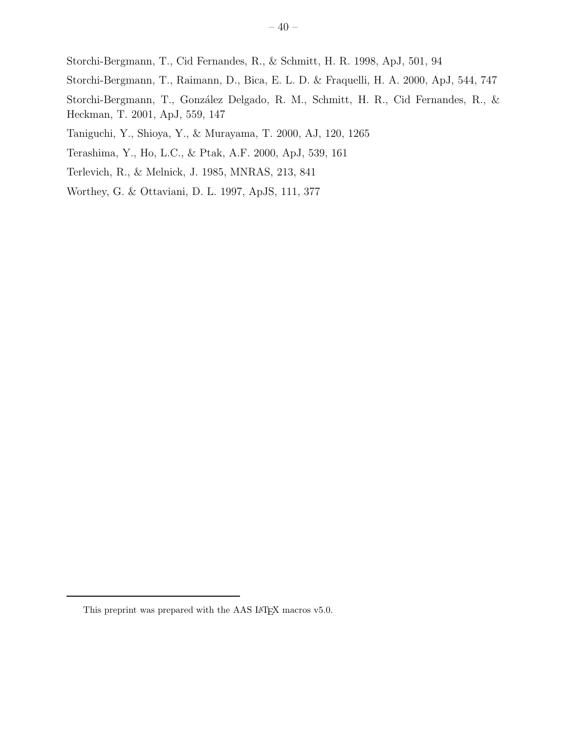Storchi-Bergmann, T., Cid Fernandes, R., & Schmitt, H. R. 1998, ApJ, 501, 94

Storchi-Bergmann, T., Raimann, D., Bica, E. L. D. & Fraquelli, H. A. 2000, ApJ, 544, 747

Storchi-Bergmann, T., González Delgado, R. M., Schmitt, H. R., Cid Fernandes, R., & Heckman, T. 2001, ApJ, 559, 147

Taniguchi, Y., Shioya, Y., & Murayama, T. 2000, AJ, 120, 1265

Terashima, Y., Ho, L.C., & Ptak, A.F. 2000, ApJ, 539, 161

Terlevich, R., & Melnick, J. 1985, MNRAS, 213, 841

Worthey, G. & Ottaviani, D. L. 1997, ApJS, 111, 377

---

This preprint was prepared with the AAS LaTeX macros v5.0.